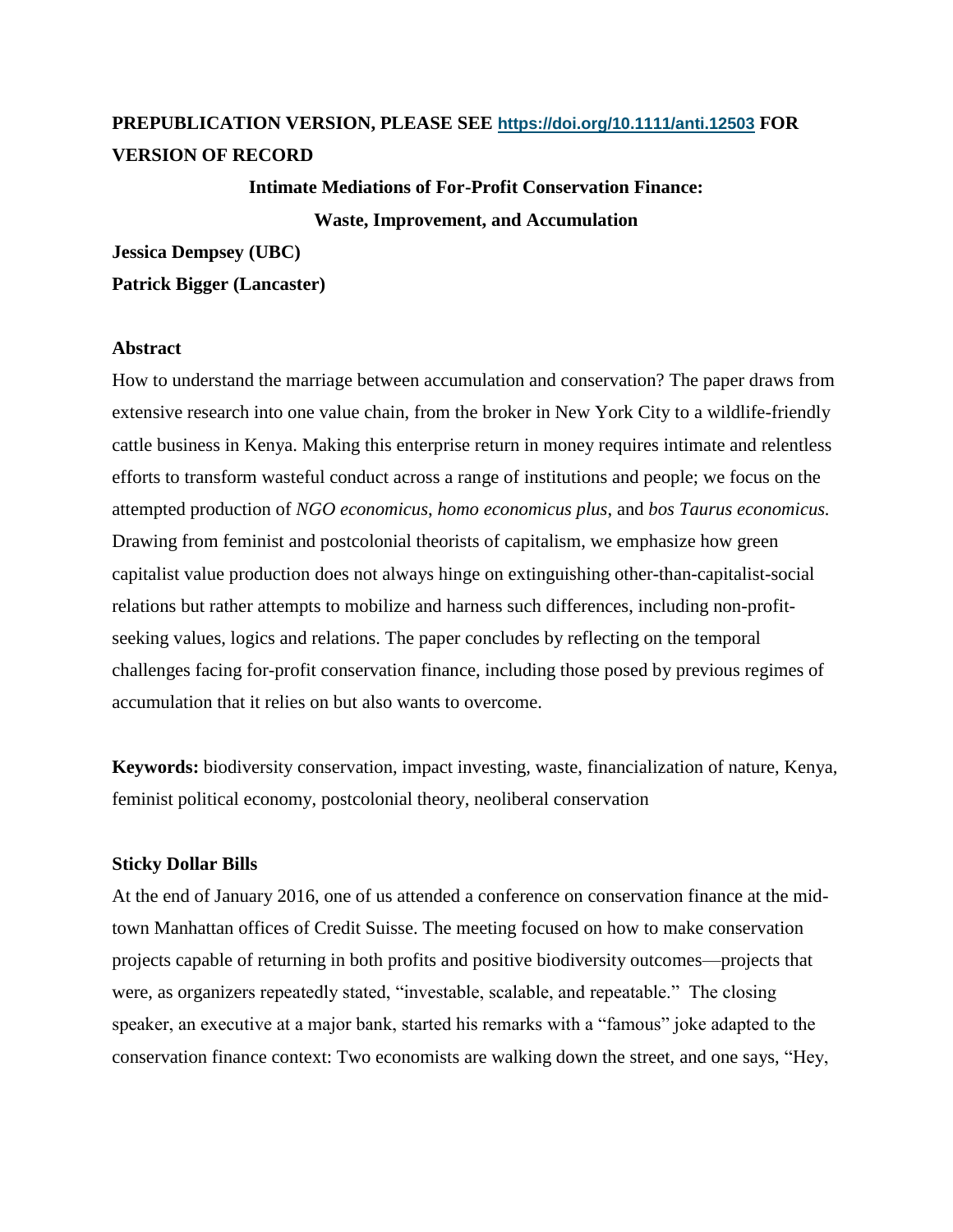**PREPUBLICATION VERSION, PLEASE SEE https://doi.org/10.1111/anti.12503 FOR VERSION OF RECORD**

# Intimate Mediations of For-Profit Conservation Finance: Waste, Improvement, and Accumulation

**Jessica Dempsey (UBC)**

**Patrick Bigger (Lancaster)**

## Abstract

How to understand the marriage between accumulation and conservation? The paper draws from extensive research into one value chain, from the broker in New York City to a wildlife-friendly cattle business in Kenya. Making this enterprise return in money requires intimate and relentless efforts to transform wasteful conduct across a range of institutions and people; we focus on the attempted production of *NGO economicus*, *homo economicus plus,* and *bos Taurus economicus.* Drawing from feminist and postcolonial theorists of capitalism, we emphasize how green capitalist value production does not always hinge on extinguishing other-than-capitalist-social relations but rather attempts to mobilize and harness such differences, including non-profit-seeking values, logics and relations. The paper concludes by reflecting on the temporal challenges facing for-profit conservation finance, including those posed by previous regimes of accumulation that it relies on but also wants to overcome.

**Keywords:** biodiversity conservation, impact investing, waste, financialization of nature, Kenya, feminist political economy, postcolonial theory, neoliberal conservation

## Sticky Dollar Bills

At the end of January 2016, one of us attended a conference on conservation finance at the mid-town Manhattan offices of Credit Suisse. The meeting focused on how to make conservation projects capable of returning in both profits and positive biodiversity outcomes—projects that were, as organizers repeatedly stated, "investable, scalable, and repeatable." The closing speaker, an executive at a major bank, started his remarks with a "famous" joke adapted to the conservation finance context: Two economists are walking down the street, and one says, "Hey,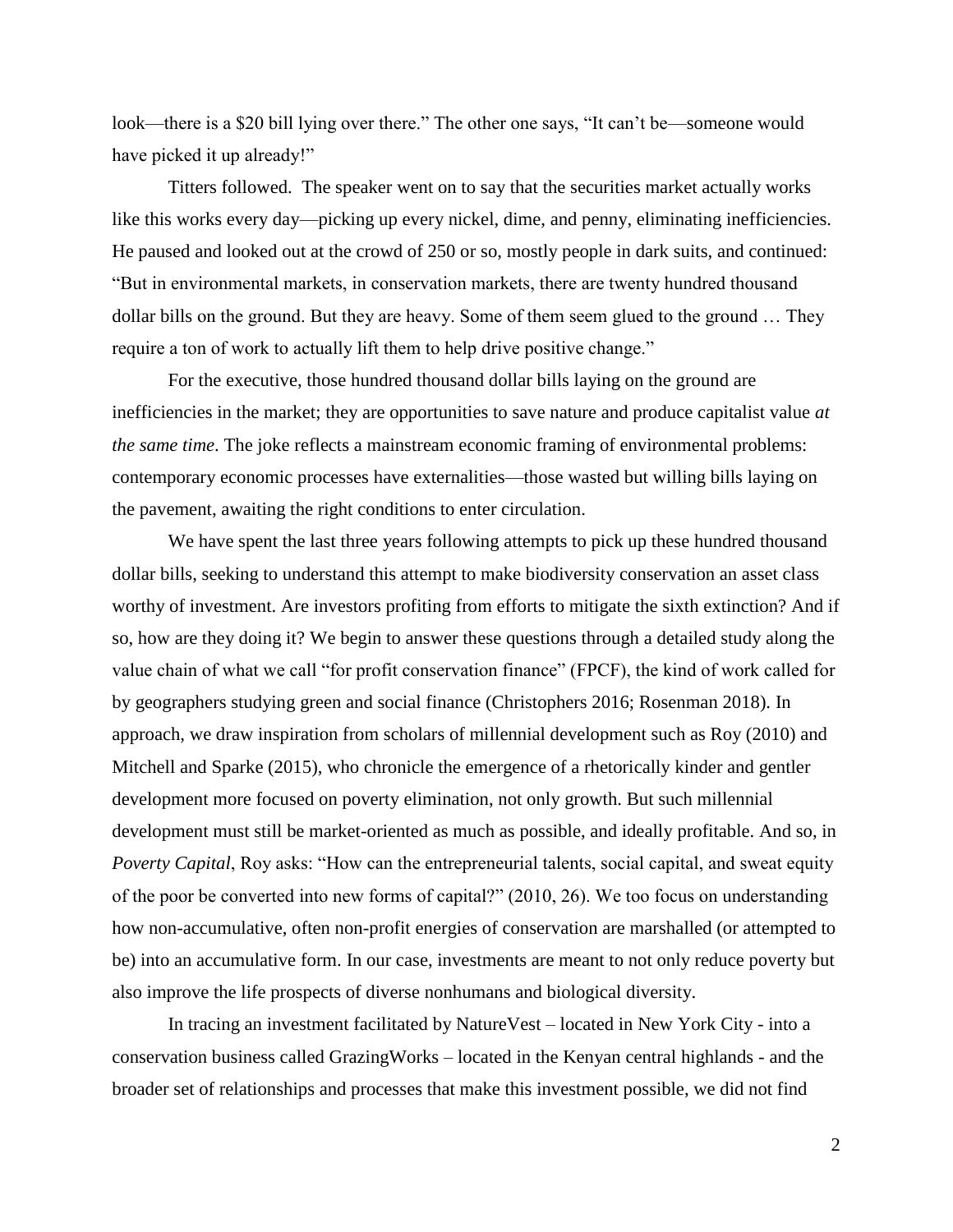look—there is a $20 bill lying over there." The other one says, "It can't be—someone would have picked it up already!"

Titters followed. The speaker went on to say that the securities market actually works like this works every day—picking up every nickel, dime, and penny, eliminating inefficiencies. He paused and looked out at the crowd of 250 or so, mostly people in dark suits, and continued: "But in environmental markets, in conservation markets, there are twenty hundred thousand dollar bills on the ground. But they are heavy. Some of them seem glued to the ground … They require a ton of work to actually lift them to help drive positive change."

For the executive, those hundred thousand dollar bills laying on the ground are inefficiencies in the market; they are opportunities to save nature and produce capitalist value *at the same time*. The joke reflects a mainstream economic framing of environmental problems: contemporary economic processes have externalities—those wasted but willing bills laying on the pavement, awaiting the right conditions to enter circulation.

We have spent the last three years following attempts to pick up these hundred thousand dollar bills, seeking to understand this attempt to make biodiversity conservation an asset class worthy of investment. Are investors profiting from efforts to mitigate the sixth extinction? And if so, how are they doing it? We begin to answer these questions through a detailed study along the value chain of what we call "for profit conservation finance" (FPCF), the kind of work called for by geographers studying green and social finance (Christophers 2016; Rosenman 2018). In approach, we draw inspiration from scholars of millennial development such as Roy (2010) and Mitchell and Sparke (2015), who chronicle the emergence of a rhetorically kinder and gentler development more focused on poverty elimination, not only growth. But such millennial development must still be market-oriented as much as possible, and ideally profitable. And so, in *Poverty Capital*, Roy asks: "How can the entrepreneurial talents, social capital, and sweat equity of the poor be converted into new forms of capital?" (2010, 26). We too focus on understanding how non-accumulative, often non-profit energies of conservation are marshalled (or attempted to be) into an accumulative form. In our case, investments are meant to not only reduce poverty but also improve the life prospects of diverse nonhumans and biological diversity.

In tracing an investment facilitated by NatureVest – located in New York City - into a conservation business called GrazingWorks – located in the Kenyan central highlands - and the broader set of relationships and processes that make this investment possible, we did not find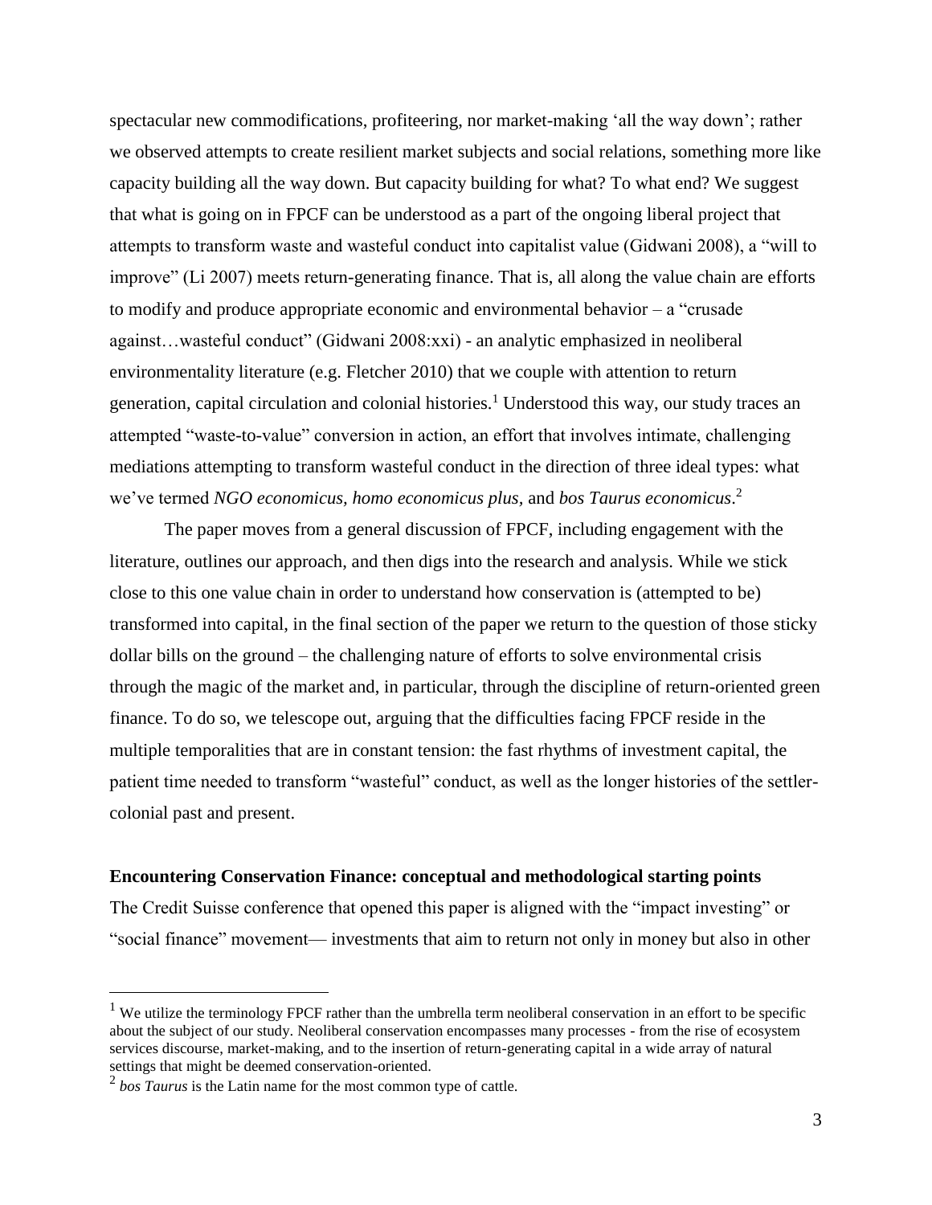spectacular new commodifications, profiteering, nor market-making 'all the way down'; rather we observed attempts to create resilient market subjects and social relations, something more like capacity building all the way down. But capacity building for what? To what end? We suggest that what is going on in FPCF can be understood as a part of the ongoing liberal project that attempts to transform waste and wasteful conduct into capitalist value (Gidwani 2008), a "will to improve" (Li 2007) meets return-generating finance. That is, all along the value chain are efforts to modify and produce appropriate economic and environmental behavior – a "crusade against…wasteful conduct" (Gidwani 2008:xxi) - an analytic emphasized in neoliberal environmentality literature (e.g. Fletcher 2010) that we couple with attention to return generation, capital circulation and colonial histories.[1] Understood this way, our study traces an attempted "waste-to-value" conversion in action, an effort that involves intimate, challenging mediations attempting to transform wasteful conduct in the direction of three ideal types: what we've termed *NGO economicus, homo economicus plus,* and *bos Taurus economicus*.[2]

The paper moves from a general discussion of FPCF, including engagement with the literature, outlines our approach, and then digs into the research and analysis. While we stick close to this one value chain in order to understand how conservation is (attempted to be) transformed into capital, in the final section of the paper we return to the question of those sticky dollar bills on the ground – the challenging nature of efforts to solve environmental crisis through the magic of the market and, in particular, through the discipline of return-oriented green finance. To do so, we telescope out, arguing that the difficulties facing FPCF reside in the multiple temporalities that are in constant tension: the fast rhythms of investment capital, the patient time needed to transform "wasteful" conduct, as well as the longer histories of the settler-colonial past and present.

**Encountering Conservation Finance: conceptual and methodological starting points**

The Credit Suisse conference that opened this paper is aligned with the "impact investing" or "social finance" movement— investments that aim to return not only in money but also in other

[1] We utilize the terminology FPCF rather than the umbrella term neoliberal conservation in an effort to be specific about the subject of our study. Neoliberal conservation encompasses many processes - from the rise of ecosystem services discourse, market-making, and to the insertion of return-generating capital in a wide array of natural settings that might be deemed conservation-oriented.

[2] *bos Taurus* is the Latin name for the most common type of cattle.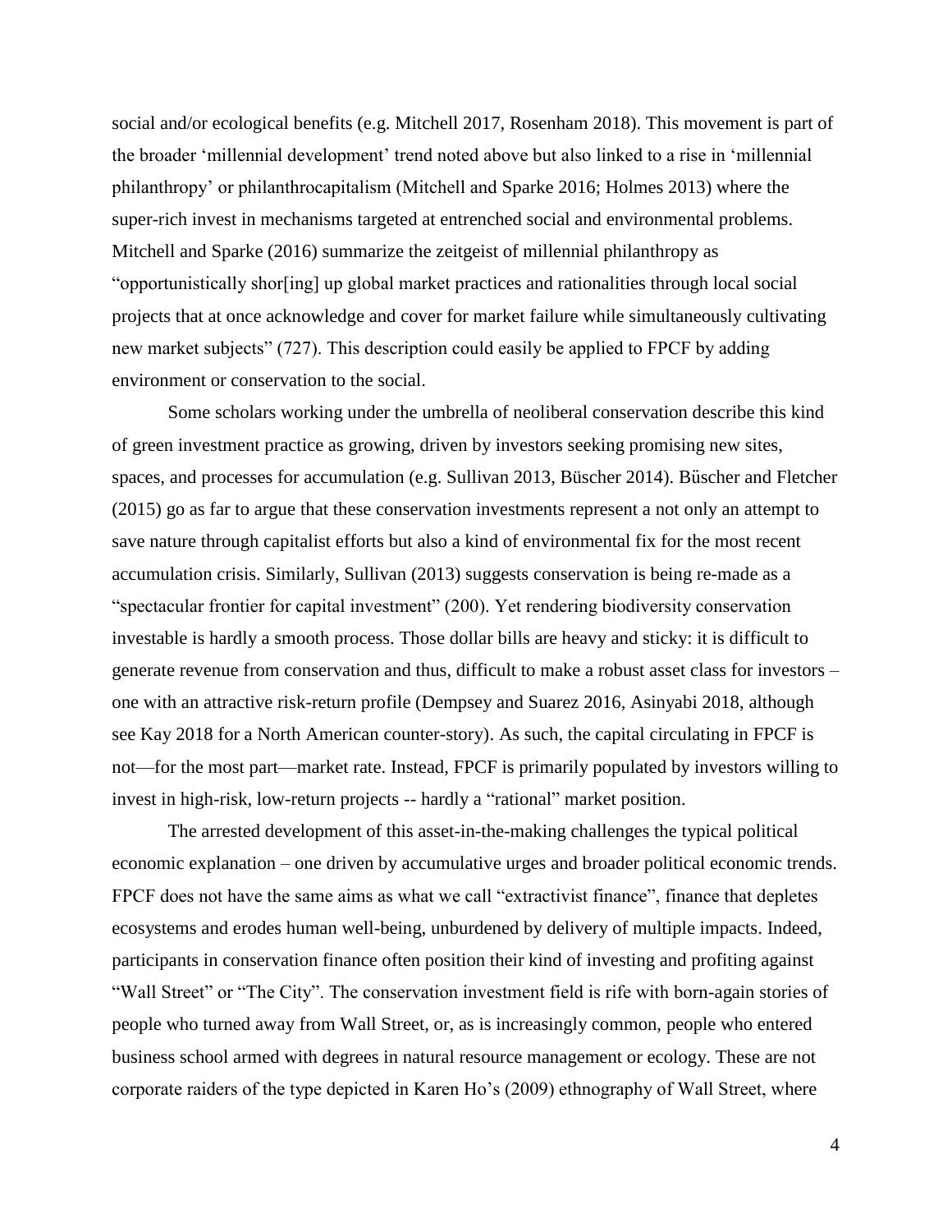social and/or ecological benefits (e.g. Mitchell 2017, Rosenham 2018). This movement is part of the broader 'millennial development' trend noted above but also linked to a rise in 'millennial philanthropy' or philanthrocapitalism (Mitchell and Sparke 2016; Holmes 2013) where the super-rich invest in mechanisms targeted at entrenched social and environmental problems. Mitchell and Sparke (2016) summarize the zeitgeist of millennial philanthropy as "opportunistically shor[ing] up global market practices and rationalities through local social projects that at once acknowledge and cover for market failure while simultaneously cultivating new market subjects" (727). This description could easily be applied to FPCF by adding environment or conservation to the social.

Some scholars working under the umbrella of neoliberal conservation describe this kind of green investment practice as growing, driven by investors seeking promising new sites, spaces, and processes for accumulation (e.g. Sullivan 2013, Büscher 2014). Büscher and Fletcher (2015) go as far to argue that these conservation investments represent a not only an attempt to save nature through capitalist efforts but also a kind of environmental fix for the most recent accumulation crisis. Similarly, Sullivan (2013) suggests conservation is being re-made as a "spectacular frontier for capital investment" (200). Yet rendering biodiversity conservation investable is hardly a smooth process. Those dollar bills are heavy and sticky: it is difficult to generate revenue from conservation and thus, difficult to make a robust asset class for investors – one with an attractive risk-return profile (Dempsey and Suarez 2016, Asinyabi 2018, although see Kay 2018 for a North American counter-story). As such, the capital circulating in FPCF is not—for the most part—market rate. Instead, FPCF is primarily populated by investors willing to invest in high-risk, low-return projects -- hardly a "rational" market position.

The arrested development of this asset-in-the-making challenges the typical political economic explanation – one driven by accumulative urges and broader political economic trends. FPCF does not have the same aims as what we call "extractivist finance", finance that depletes ecosystems and erodes human well-being, unburdened by delivery of multiple impacts. Indeed, participants in conservation finance often position their kind of investing and profiting against "Wall Street" or "The City". The conservation investment field is rife with born-again stories of people who turned away from Wall Street, or, as is increasingly common, people who entered business school armed with degrees in natural resource management or ecology. These are not corporate raiders of the type depicted in Karen Ho's (2009) ethnography of Wall Street, where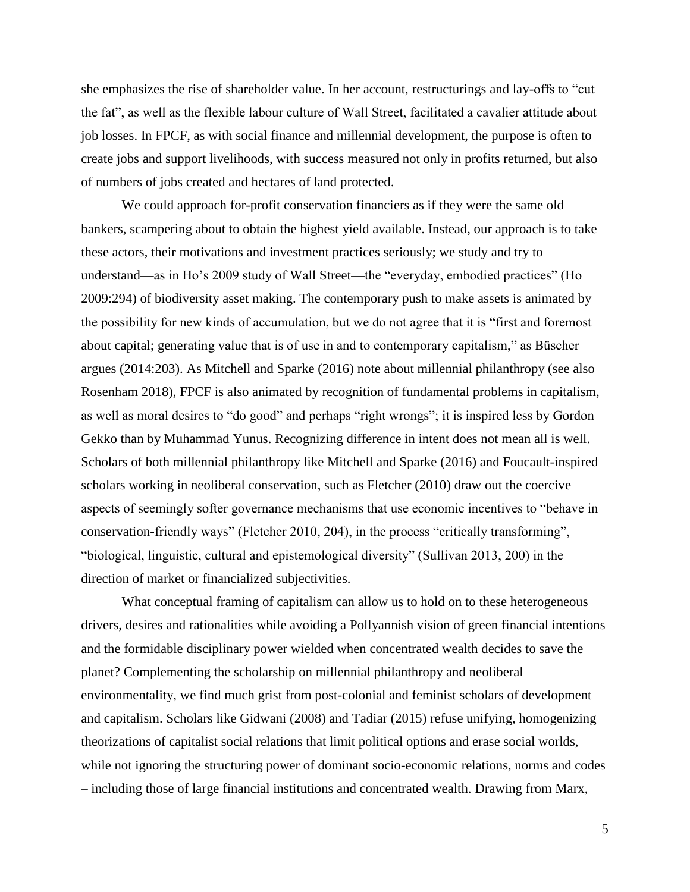she emphasizes the rise of shareholder value. In her account, restructurings and lay-offs to "cut the fat", as well as the flexible labour culture of Wall Street, facilitated a cavalier attitude about job losses. In FPCF, as with social finance and millennial development, the purpose is often to create jobs and support livelihoods, with success measured not only in profits returned, but also of numbers of jobs created and hectares of land protected.

We could approach for-profit conservation financiers as if they were the same old bankers, scampering about to obtain the highest yield available. Instead, our approach is to take these actors, their motivations and investment practices seriously; we study and try to understand—as in Ho's 2009 study of Wall Street—the "everyday, embodied practices" (Ho 2009:294) of biodiversity asset making. The contemporary push to make assets is animated by the possibility for new kinds of accumulation, but we do not agree that it is "first and foremost about capital; generating value that is of use in and to contemporary capitalism," as Büscher argues (2014:203). As Mitchell and Sparke (2016) note about millennial philanthropy (see also Rosenham 2018), FPCF is also animated by recognition of fundamental problems in capitalism, as well as moral desires to "do good" and perhaps "right wrongs"; it is inspired less by Gordon Gekko than by Muhammad Yunus. Recognizing difference in intent does not mean all is well. Scholars of both millennial philanthropy like Mitchell and Sparke (2016) and Foucault-inspired scholars working in neoliberal conservation, such as Fletcher (2010) draw out the coercive aspects of seemingly softer governance mechanisms that use economic incentives to "behave in conservation-friendly ways" (Fletcher 2010, 204), in the process "critically transforming", "biological, linguistic, cultural and epistemological diversity" (Sullivan 2013, 200) in the direction of market or financialized subjectivities.

What conceptual framing of capitalism can allow us to hold on to these heterogeneous drivers, desires and rationalities while avoiding a Pollyannish vision of green financial intentions and the formidable disciplinary power wielded when concentrated wealth decides to save the planet? Complementing the scholarship on millennial philanthropy and neoliberal environmentality, we find much grist from post-colonial and feminist scholars of development and capitalism. Scholars like Gidwani (2008) and Tadiar (2015) refuse unifying, homogenizing theorizations of capitalist social relations that limit political options and erase social worlds, while not ignoring the structuring power of dominant socio-economic relations, norms and codes – including those of large financial institutions and concentrated wealth. Drawing from Marx,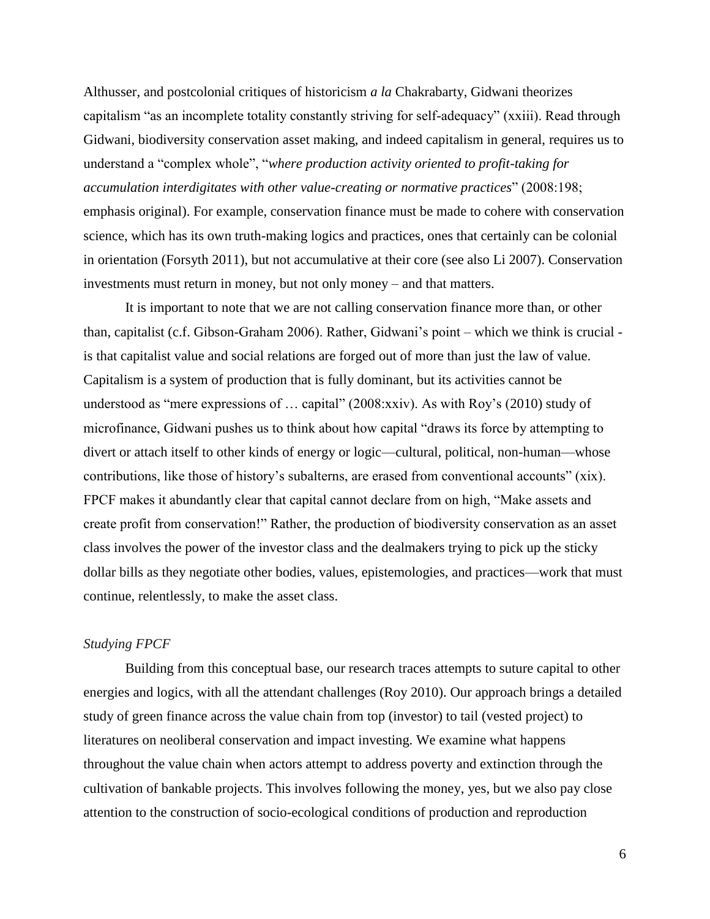Althusser, and postcolonial critiques of historicism *a la* Chakrabarty, Gidwani theorizes capitalism "as an incomplete totality constantly striving for self-adequacy" (xxiii). Read through Gidwani, biodiversity conservation asset making, and indeed capitalism in general, requires us to understand a "complex whole", "*where production activity oriented to profit-taking for accumulation interdigitates with other value-creating or normative practices*" (2008:198; emphasis original). For example, conservation finance must be made to cohere with conservation science, which has its own truth-making logics and practices, ones that certainly can be colonial in orientation (Forsyth 2011), but not accumulative at their core (see also Li 2007). Conservation investments must return in money, but not only money – and that matters.

It is important to note that we are not calling conservation finance more than, or other than, capitalist (c.f. Gibson-Graham 2006). Rather, Gidwani's point – which we think is crucial - is that capitalist value and social relations are forged out of more than just the law of value. Capitalism is a system of production that is fully dominant, but its activities cannot be understood as "mere expressions of … capital" (2008:xxiv). As with Roy's (2010) study of microfinance, Gidwani pushes us to think about how capital "draws its force by attempting to divert or attach itself to other kinds of energy or logic—cultural, political, non-human—whose contributions, like those of history's subalterns, are erased from conventional accounts" (xix). FPCF makes it abundantly clear that capital cannot declare from on high, "Make assets and create profit from conservation!" Rather, the production of biodiversity conservation as an asset class involves the power of the investor class and the dealmakers trying to pick up the sticky dollar bills as they negotiate other bodies, values, epistemologies, and practices—work that must continue, relentlessly, to make the asset class.

*Studying FPCF*

Building from this conceptual base, our research traces attempts to suture capital to other energies and logics, with all the attendant challenges (Roy 2010). Our approach brings a detailed study of green finance across the value chain from top (investor) to tail (vested project) to literatures on neoliberal conservation and impact investing. We examine what happens throughout the value chain when actors attempt to address poverty and extinction through the cultivation of bankable projects. This involves following the money, yes, but we also pay close attention to the construction of socio-ecological conditions of production and reproduction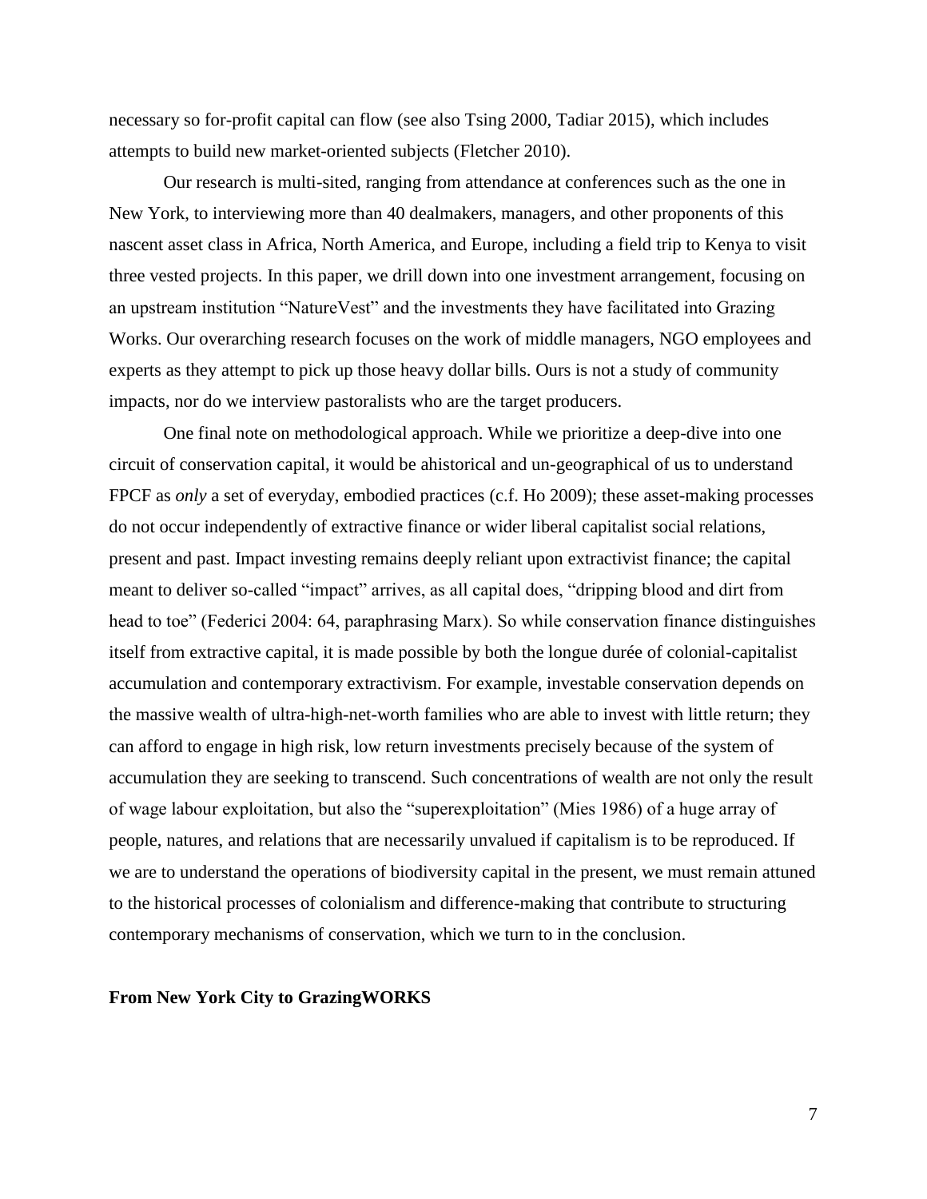necessary so for-profit capital can flow (see also Tsing 2000, Tadiar 2015), which includes attempts to build new market-oriented subjects (Fletcher 2010).

Our research is multi-sited, ranging from attendance at conferences such as the one in New York, to interviewing more than 40 dealmakers, managers, and other proponents of this nascent asset class in Africa, North America, and Europe, including a field trip to Kenya to visit three vested projects. In this paper, we drill down into one investment arrangement, focusing on an upstream institution "NatureVest" and the investments they have facilitated into Grazing Works. Our overarching research focuses on the work of middle managers, NGO employees and experts as they attempt to pick up those heavy dollar bills. Ours is not a study of community impacts, nor do we interview pastoralists who are the target producers.

One final note on methodological approach. While we prioritize a deep-dive into one circuit of conservation capital, it would be ahistorical and un-geographical of us to understand FPCF as *only* a set of everyday, embodied practices (c.f. Ho 2009); these asset-making processes do not occur independently of extractive finance or wider liberal capitalist social relations, present and past. Impact investing remains deeply reliant upon extractivist finance; the capital meant to deliver so-called "impact" arrives, as all capital does, "dripping blood and dirt from head to toe" (Federici 2004: 64, paraphrasing Marx). So while conservation finance distinguishes itself from extractive capital, it is made possible by both the longue durée of colonial-capitalist accumulation and contemporary extractivism. For example, investable conservation depends on the massive wealth of ultra-high-net-worth families who are able to invest with little return; they can afford to engage in high risk, low return investments precisely because of the system of accumulation they are seeking to transcend. Such concentrations of wealth are not only the result of wage labour exploitation, but also the "superexploitation" (Mies 1986) of a huge array of people, natures, and relations that are necessarily unvalued if capitalism is to be reproduced. If we are to understand the operations of biodiversity capital in the present, we must remain attuned to the historical processes of colonialism and difference-making that contribute to structuring contemporary mechanisms of conservation, which we turn to in the conclusion.

**From New York City to GrazingWORKS**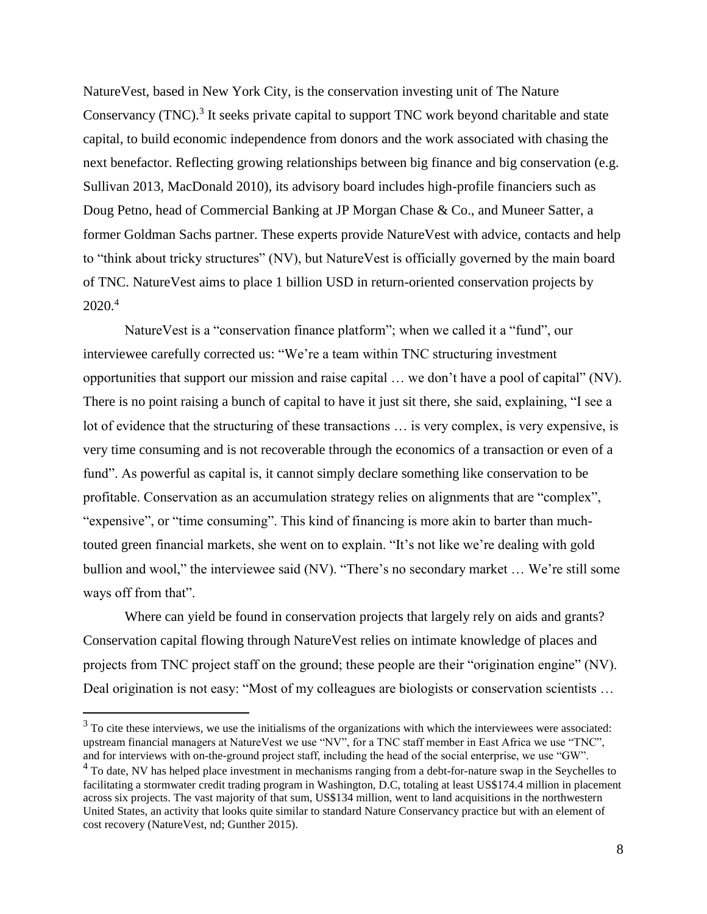NatureVest, based in New York City, is the conservation investing unit of The Nature Conservancy (TNC).[3] It seeks private capital to support TNC work beyond charitable and state capital, to build economic independence from donors and the work associated with chasing the next benefactor. Reflecting growing relationships between big finance and big conservation (e.g. Sullivan 2013, MacDonald 2010), its advisory board includes high-profile financiers such as Doug Petno, head of Commercial Banking at JP Morgan Chase & Co., and Muneer Satter, a former Goldman Sachs partner. These experts provide NatureVest with advice, contacts and help to "think about tricky structures" (NV), but NatureVest is officially governed by the main board of TNC. NatureVest aims to place 1 billion USD in return-oriented conservation projects by 2020.[4]

NatureVest is a "conservation finance platform"; when we called it a "fund", our interviewee carefully corrected us: "We're a team within TNC structuring investment opportunities that support our mission and raise capital … we don't have a pool of capital" (NV). There is no point raising a bunch of capital to have it just sit there, she said, explaining, "I see a lot of evidence that the structuring of these transactions … is very complex, is very expensive, is very time consuming and is not recoverable through the economics of a transaction or even of a fund". As powerful as capital is, it cannot simply declare something like conservation to be profitable. Conservation as an accumulation strategy relies on alignments that are "complex", "expensive", or "time consuming". This kind of financing is more akin to barter than much-touted green financial markets, she went on to explain. "It's not like we're dealing with gold bullion and wool," the interviewee said (NV). "There's no secondary market … We're still some ways off from that".

Where can yield be found in conservation projects that largely rely on aids and grants? Conservation capital flowing through NatureVest relies on intimate knowledge of places and projects from TNC project staff on the ground; these people are their "origination engine" (NV). Deal origination is not easy: "Most of my colleagues are biologists or conservation scientists …

---

[3] To cite these interviews, we use the initialisms of the organizations with which the interviewees were associated: upstream financial managers at NatureVest we use "NV", for a TNC staff member in East Africa we use "TNC", and for interviews with on-the-ground project staff, including the head of the social enterprise, we use "GW".

[4] To date, NV has helped place investment in mechanisms ranging from a debt-for-nature swap in the Seychelles to facilitating a stormwater credit trading program in Washington, D.C, totaling at least US$174.4 million in placement across six projects. The vast majority of that sum, US$134 million, went to land acquisitions in the northwestern United States, an activity that looks quite similar to standard Nature Conservancy practice but with an element of cost recovery (NatureVest, nd; Gunther 2015).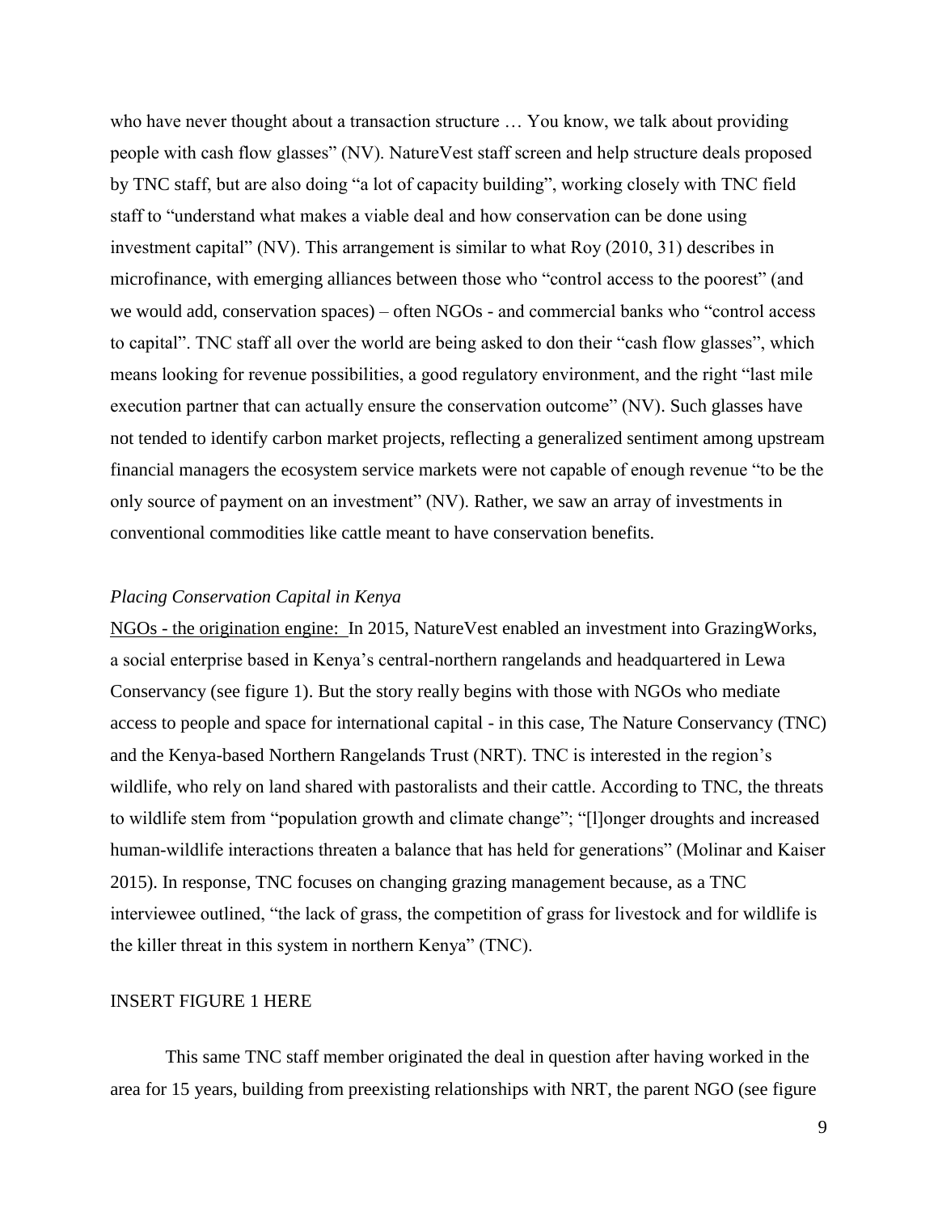who have never thought about a transaction structure … You know, we talk about providing people with cash flow glasses" (NV). NatureVest staff screen and help structure deals proposed by TNC staff, but are also doing "a lot of capacity building", working closely with TNC field staff to "understand what makes a viable deal and how conservation can be done using investment capital" (NV). This arrangement is similar to what Roy (2010, 31) describes in microfinance, with emerging alliances between those who "control access to the poorest" (and we would add, conservation spaces) – often NGOs - and commercial banks who "control access to capital". TNC staff all over the world are being asked to don their "cash flow glasses", which means looking for revenue possibilities, a good regulatory environment, and the right "last mile execution partner that can actually ensure the conservation outcome" (NV). Such glasses have not tended to identify carbon market projects, reflecting a generalized sentiment among upstream financial managers the ecosystem service markets were not capable of enough revenue "to be the only source of payment on an investment" (NV). Rather, we saw an array of investments in conventional commodities like cattle meant to have conservation benefits.

*Placing Conservation Capital in Kenya*

<u>NGOs - the origination engine:</u> In 2015, NatureVest enabled an investment into GrazingWorks, a social enterprise based in Kenya's central-northern rangelands and headquartered in Lewa Conservancy (see figure 1). But the story really begins with those with NGOs who mediate access to people and space for international capital - in this case, The Nature Conservancy (TNC) and the Kenya-based Northern Rangelands Trust (NRT). TNC is interested in the region's wildlife, who rely on land shared with pastoralists and their cattle. According to TNC, the threats to wildlife stem from "population growth and climate change"; "[l]onger droughts and increased human-wildlife interactions threaten a balance that has held for generations" (Molinar and Kaiser 2015). In response, TNC focuses on changing grazing management because, as a TNC interviewee outlined, "the lack of grass, the competition of grass for livestock and for wildlife is the killer threat in this system in northern Kenya" (TNC).

INSERT FIGURE 1 HERE

This same TNC staff member originated the deal in question after having worked in the area for 15 years, building from preexisting relationships with NRT, the parent NGO (see figure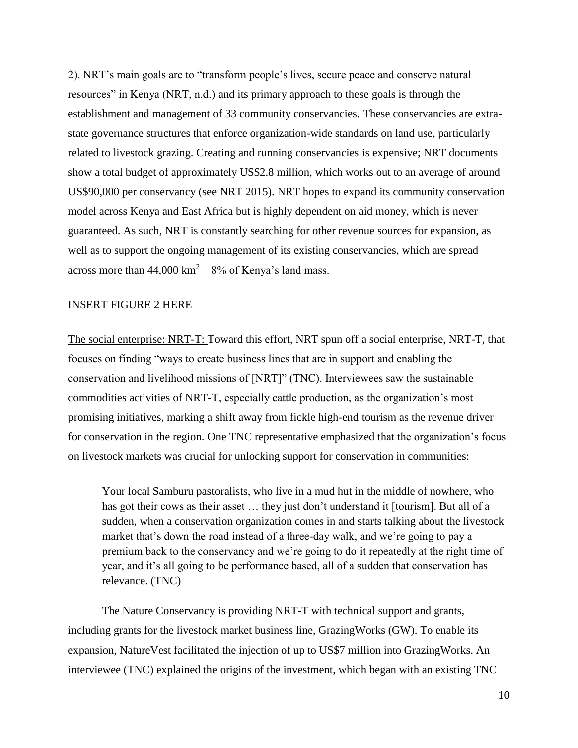2). NRT's main goals are to "transform people's lives, secure peace and conserve natural resources" in Kenya (NRT, n.d.) and its primary approach to these goals is through the establishment and management of 33 community conservancies. These conservancies are extra-state governance structures that enforce organization-wide standards on land use, particularly related to livestock grazing. Creating and running conservancies is expensive; NRT documents show a total budget of approximately US$2.8 million, which works out to an average of around US$90,000 per conservancy (see NRT 2015). NRT hopes to expand its community conservation model across Kenya and East Africa but is highly dependent on aid money, which is never guaranteed. As such, NRT is constantly searching for other revenue sources for expansion, as well as to support the ongoing management of its existing conservancies, which are spread across more than 44,000 km$^2$ – 8% of Kenya's land mass.

INSERT FIGURE 2 HERE

<u>The social enterprise: NRT-T:</u> Toward this effort, NRT spun off a social enterprise, NRT-T, that focuses on finding "ways to create business lines that are in support and enabling the conservation and livelihood missions of [NRT]" (TNC). Interviewees saw the sustainable commodities activities of NRT-T, especially cattle production, as the organization's most promising initiatives, marking a shift away from fickle high-end tourism as the revenue driver for conservation in the region. One TNC representative emphasized that the organization's focus on livestock markets was crucial for unlocking support for conservation in communities:

> Your local Samburu pastoralists, who live in a mud hut in the middle of nowhere, who has got their cows as their asset … they just don't understand it [tourism]. But all of a sudden, when a conservation organization comes in and starts talking about the livestock market that's down the road instead of a three-day walk, and we're going to pay a premium back to the conservancy and we're going to do it repeatedly at the right time of year, and it's all going to be performance based, all of a sudden that conservation has relevance. (TNC)

The Nature Conservancy is providing NRT-T with technical support and grants, including grants for the livestock market business line, GrazingWorks (GW). To enable its expansion, NatureVest facilitated the injection of up to US$7 million into GrazingWorks. An interviewee (TNC) explained the origins of the investment, which began with an existing TNC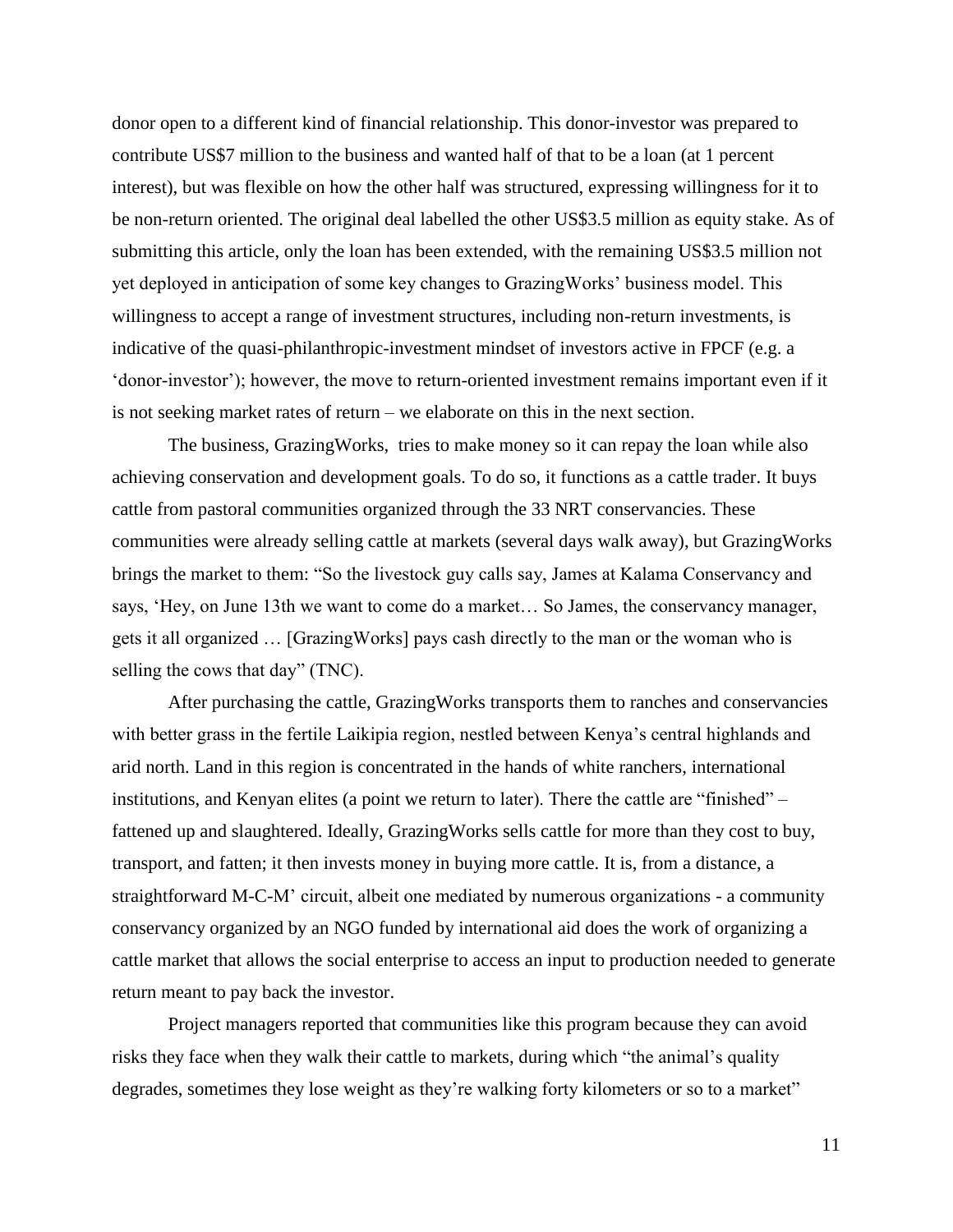donor open to a different kind of financial relationship. This donor-investor was prepared to contribute US$7 million to the business and wanted half of that to be a loan (at 1 percent interest), but was flexible on how the other half was structured, expressing willingness for it to be non-return oriented. The original deal labelled the other US$3.5 million as equity stake. As of submitting this article, only the loan has been extended, with the remaining US$3.5 million not yet deployed in anticipation of some key changes to GrazingWorks' business model. This willingness to accept a range of investment structures, including non-return investments, is indicative of the quasi-philanthropic-investment mindset of investors active in FPCF (e.g. a 'donor-investor'); however, the move to return-oriented investment remains important even if it is not seeking market rates of return – we elaborate on this in the next section.

The business, GrazingWorks, tries to make money so it can repay the loan while also achieving conservation and development goals. To do so, it functions as a cattle trader. It buys cattle from pastoral communities organized through the 33 NRT conservancies. These communities were already selling cattle at markets (several days walk away), but GrazingWorks brings the market to them: "So the livestock guy calls say, James at Kalama Conservancy and says, 'Hey, on June 13th we want to come do a market… So James, the conservancy manager, gets it all organized … [GrazingWorks] pays cash directly to the man or the woman who is selling the cows that day" (TNC).

After purchasing the cattle, GrazingWorks transports them to ranches and conservancies with better grass in the fertile Laikipia region, nestled between Kenya's central highlands and arid north. Land in this region is concentrated in the hands of white ranchers, international institutions, and Kenyan elites (a point we return to later). There the cattle are "finished" – fattened up and slaughtered. Ideally, GrazingWorks sells cattle for more than they cost to buy, transport, and fatten; it then invests money in buying more cattle. It is, from a distance, a straightforward M-C-M' circuit, albeit one mediated by numerous organizations - a community conservancy organized by an NGO funded by international aid does the work of organizing a cattle market that allows the social enterprise to access an input to production needed to generate return meant to pay back the investor.

Project managers reported that communities like this program because they can avoid risks they face when they walk their cattle to markets, during which "the animal's quality degrades, sometimes they lose weight as they're walking forty kilometers or so to a market"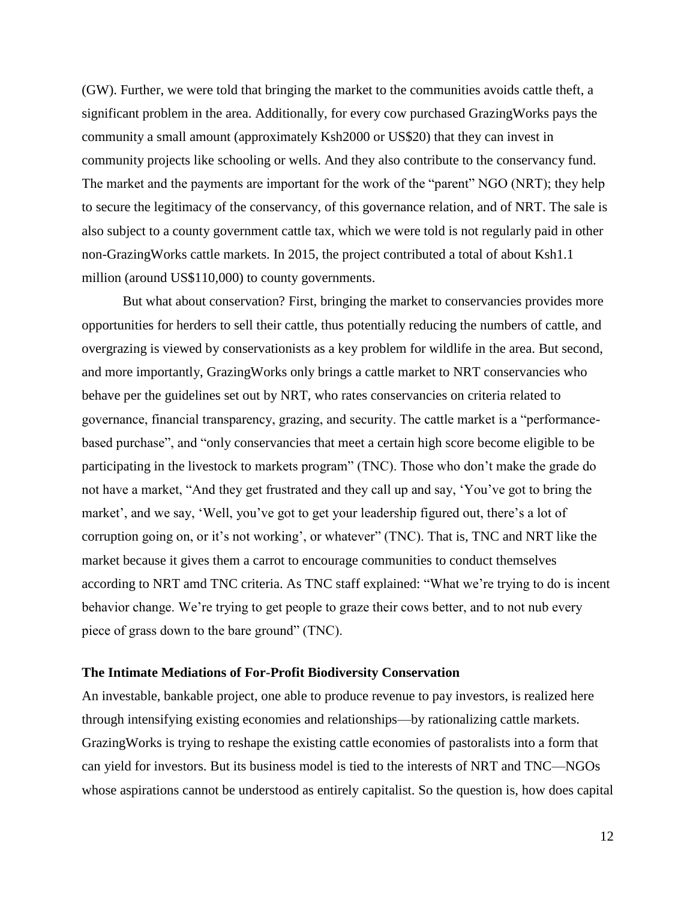(GW). Further, we were told that bringing the market to the communities avoids cattle theft, a significant problem in the area. Additionally, for every cow purchased GrazingWorks pays the community a small amount (approximately Ksh2000 or US$20) that they can invest in community projects like schooling or wells. And they also contribute to the conservancy fund. The market and the payments are important for the work of the "parent" NGO (NRT); they help to secure the legitimacy of the conservancy, of this governance relation, and of NRT. The sale is also subject to a county government cattle tax, which we were told is not regularly paid in other non-GrazingWorks cattle markets. In 2015, the project contributed a total of about Ksh1.1 million (around US$110,000) to county governments.

But what about conservation? First, bringing the market to conservancies provides more opportunities for herders to sell their cattle, thus potentially reducing the numbers of cattle, and overgrazing is viewed by conservationists as a key problem for wildlife in the area. But second, and more importantly, GrazingWorks only brings a cattle market to NRT conservancies who behave per the guidelines set out by NRT, who rates conservancies on criteria related to governance, financial transparency, grazing, and security. The cattle market is a "performance-based purchase", and "only conservancies that meet a certain high score become eligible to be participating in the livestock to markets program" (TNC). Those who don't make the grade do not have a market, "And they get frustrated and they call up and say, 'You've got to bring the market', and we say, 'Well, you've got to get your leadership figured out, there's a lot of corruption going on, or it's not working', or whatever" (TNC). That is, TNC and NRT like the market because it gives them a carrot to encourage communities to conduct themselves according to NRT amd TNC criteria. As TNC staff explained: "What we're trying to do is incent behavior change. We're trying to get people to graze their cows better, and to not nub every piece of grass down to the bare ground" (TNC).

### The Intimate Mediations of For-Profit Biodiversity Conservation

An investable, bankable project, one able to produce revenue to pay investors, is realized here through intensifying existing economies and relationships—by rationalizing cattle markets. GrazingWorks is trying to reshape the existing cattle economies of pastoralists into a form that can yield for investors. But its business model is tied to the interests of NRT and TNC—NGOs whose aspirations cannot be understood as entirely capitalist. So the question is, how does capital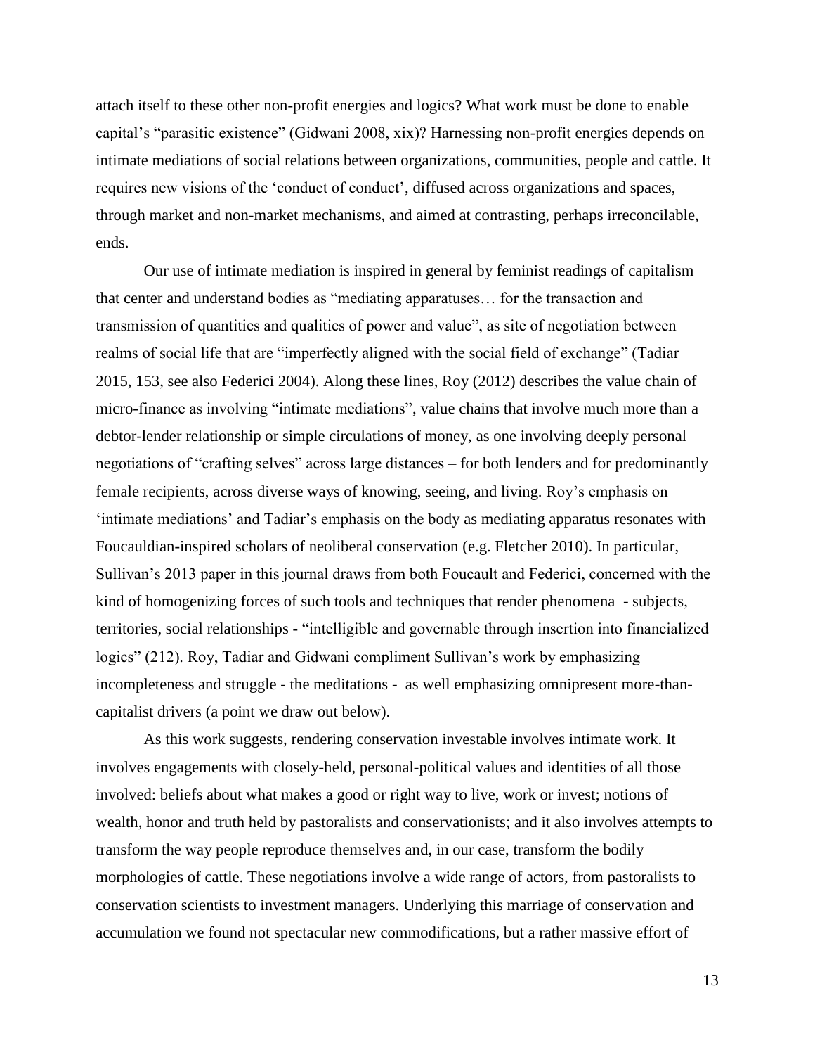attach itself to these other non-profit energies and logics? What work must be done to enable capital's "parasitic existence" (Gidwani 2008, xix)? Harnessing non-profit energies depends on intimate mediations of social relations between organizations, communities, people and cattle. It requires new visions of the 'conduct of conduct', diffused across organizations and spaces, through market and non-market mechanisms, and aimed at contrasting, perhaps irreconcilable, ends.

Our use of intimate mediation is inspired in general by feminist readings of capitalism that center and understand bodies as "mediating apparatuses… for the transaction and transmission of quantities and qualities of power and value", as site of negotiation between realms of social life that are "imperfectly aligned with the social field of exchange" (Tadiar 2015, 153, see also Federici 2004). Along these lines, Roy (2012) describes the value chain of micro-finance as involving "intimate mediations", value chains that involve much more than a debtor-lender relationship or simple circulations of money, as one involving deeply personal negotiations of "crafting selves" across large distances – for both lenders and for predominantly female recipients, across diverse ways of knowing, seeing, and living. Roy's emphasis on 'intimate mediations' and Tadiar's emphasis on the body as mediating apparatus resonates with Foucauldian-inspired scholars of neoliberal conservation (e.g. Fletcher 2010). In particular, Sullivan's 2013 paper in this journal draws from both Foucault and Federici, concerned with the kind of homogenizing forces of such tools and techniques that render phenomena - subjects, territories, social relationships - "intelligible and governable through insertion into financialized logics" (212). Roy, Tadiar and Gidwani compliment Sullivan's work by emphasizing incompleteness and struggle - the meditations - as well emphasizing omnipresent more-than-capitalist drivers (a point we draw out below).

As this work suggests, rendering conservation investable involves intimate work. It involves engagements with closely-held, personal-political values and identities of all those involved: beliefs about what makes a good or right way to live, work or invest; notions of wealth, honor and truth held by pastoralists and conservationists; and it also involves attempts to transform the way people reproduce themselves and, in our case, transform the bodily morphologies of cattle. These negotiations involve a wide range of actors, from pastoralists to conservation scientists to investment managers. Underlying this marriage of conservation and accumulation we found not spectacular new commodifications, but a rather massive effort of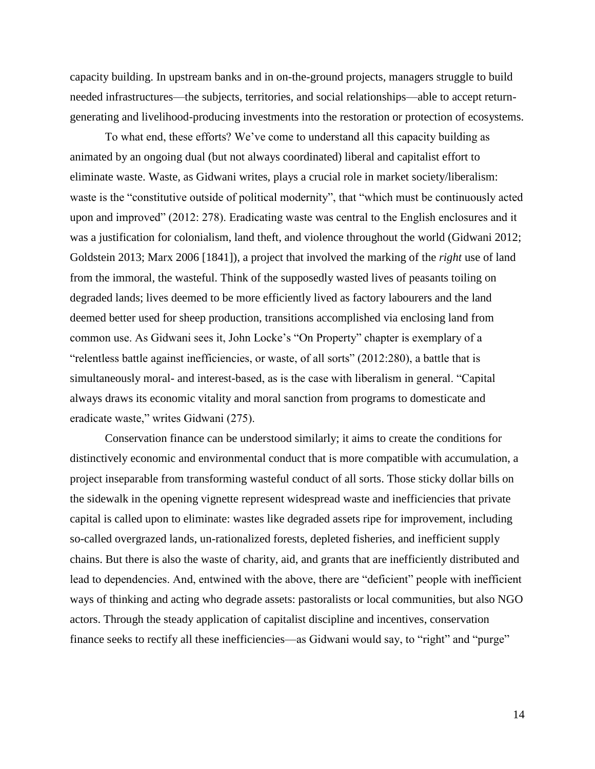capacity building. In upstream banks and in on-the-ground projects, managers struggle to build needed infrastructures—the subjects, territories, and social relationships—able to accept return-generating and livelihood-producing investments into the restoration or protection of ecosystems.

To what end, these efforts? We've come to understand all this capacity building as animated by an ongoing dual (but not always coordinated) liberal and capitalist effort to eliminate waste. Waste, as Gidwani writes, plays a crucial role in market society/liberalism: waste is the "constitutive outside of political modernity", that "which must be continuously acted upon and improved" (2012: 278). Eradicating waste was central to the English enclosures and it was a justification for colonialism, land theft, and violence throughout the world (Gidwani 2012; Goldstein 2013; Marx 2006 [1841]), a project that involved the marking of the *right* use of land from the immoral, the wasteful. Think of the supposedly wasted lives of peasants toiling on degraded lands; lives deemed to be more efficiently lived as factory labourers and the land deemed better used for sheep production, transitions accomplished via enclosing land from common use. As Gidwani sees it, John Locke's "On Property" chapter is exemplary of a "relentless battle against inefficiencies, or waste, of all sorts" (2012:280), a battle that is simultaneously moral- and interest-based, as is the case with liberalism in general. "Capital always draws its economic vitality and moral sanction from programs to domesticate and eradicate waste," writes Gidwani (275).

Conservation finance can be understood similarly; it aims to create the conditions for distinctively economic and environmental conduct that is more compatible with accumulation, a project inseparable from transforming wasteful conduct of all sorts. Those sticky dollar bills on the sidewalk in the opening vignette represent widespread waste and inefficiencies that private capital is called upon to eliminate: wastes like degraded assets ripe for improvement, including so-called overgrazed lands, un-rationalized forests, depleted fisheries, and inefficient supply chains. But there is also the waste of charity, aid, and grants that are inefficiently distributed and lead to dependencies. And, entwined with the above, there are "deficient" people with inefficient ways of thinking and acting who degrade assets: pastoralists or local communities, but also NGO actors. Through the steady application of capitalist discipline and incentives, conservation finance seeks to rectify all these inefficiencies—as Gidwani would say, to "right" and "purge"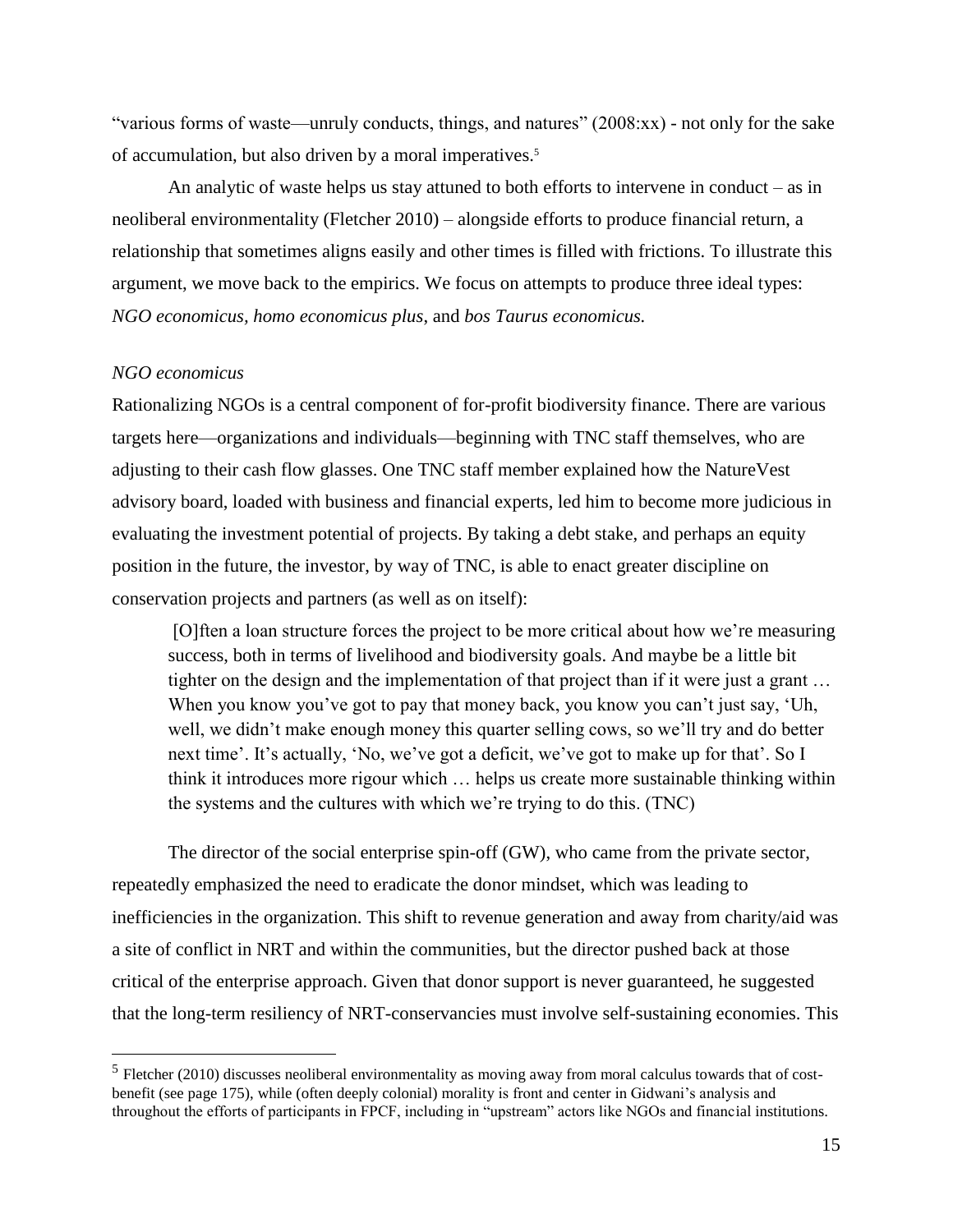"various forms of waste—unruly conducts, things, and natures" (2008:xx) - not only for the sake of accumulation, but also driven by a moral imperatives.[5]

An analytic of waste helps us stay attuned to both efforts to intervene in conduct – as in neoliberal environmentality (Fletcher 2010) – alongside efforts to produce financial return, a relationship that sometimes aligns easily and other times is filled with frictions. To illustrate this argument, we move back to the empirics. We focus on attempts to produce three ideal types: *NGO economicus, homo economicus plus*, and *bos Taurus economicus.*

### *NGO economicus*

Rationalizing NGOs is a central component of for-profit biodiversity finance. There are various targets here—organizations and individuals—beginning with TNC staff themselves, who are adjusting to their cash flow glasses. One TNC staff member explained how the NatureVest advisory board, loaded with business and financial experts, led him to become more judicious in evaluating the investment potential of projects. By taking a debt stake, and perhaps an equity position in the future, the investor, by way of TNC, is able to enact greater discipline on conservation projects and partners (as well as on itself):

> [O]ften a loan structure forces the project to be more critical about how we're measuring success, both in terms of livelihood and biodiversity goals. And maybe be a little bit tighter on the design and the implementation of that project than if it were just a grant … When you know you've got to pay that money back, you know you can't just say, 'Uh, well, we didn't make enough money this quarter selling cows, so we'll try and do better next time'. It's actually, 'No, we've got a deficit, we've got to make up for that'. So I think it introduces more rigour which … helps us create more sustainable thinking within the systems and the cultures with which we're trying to do this. (TNC)

The director of the social enterprise spin-off (GW), who came from the private sector, repeatedly emphasized the need to eradicate the donor mindset, which was leading to inefficiencies in the organization. This shift to revenue generation and away from charity/aid was a site of conflict in NRT and within the communities, but the director pushed back at those critical of the enterprise approach. Given that donor support is never guaranteed, he suggested that the long-term resiliency of NRT-conservancies must involve self-sustaining economies. This

[5] Fletcher (2010) discusses neoliberal environmentality as moving away from moral calculus towards that of cost-benefit (see page 175), while (often deeply colonial) morality is front and center in Gidwani's analysis and throughout the efforts of participants in FPCF, including in "upstream" actors like NGOs and financial institutions.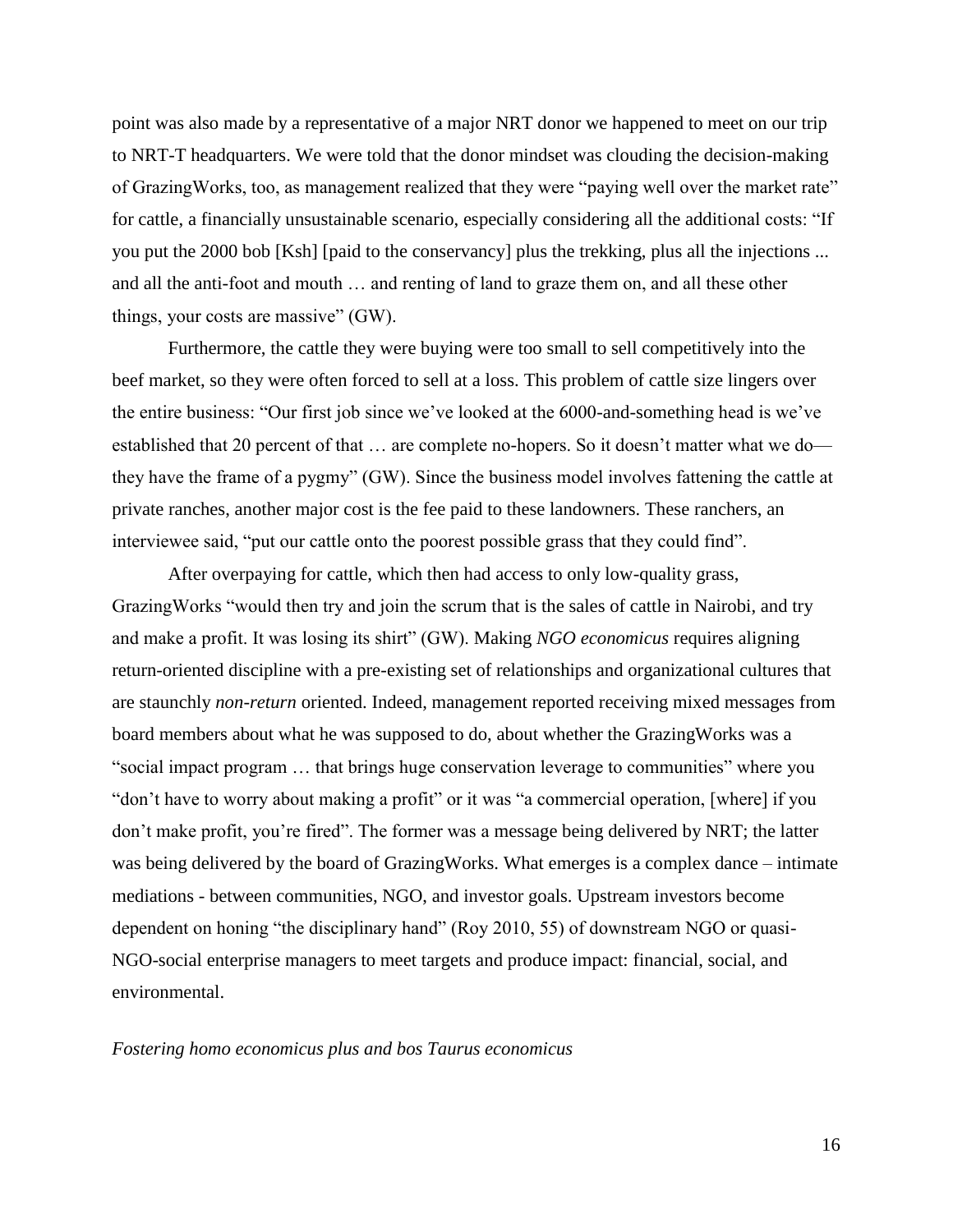point was also made by a representative of a major NRT donor we happened to meet on our trip to NRT-T headquarters. We were told that the donor mindset was clouding the decision-making of GrazingWorks, too, as management realized that they were "paying well over the market rate" for cattle, a financially unsustainable scenario, especially considering all the additional costs: "If you put the 2000 bob [Ksh] [paid to the conservancy] plus the trekking, plus all the injections ... and all the anti-foot and mouth … and renting of land to graze them on, and all these other things, your costs are massive" (GW).

Furthermore, the cattle they were buying were too small to sell competitively into the beef market, so they were often forced to sell at a loss. This problem of cattle size lingers over the entire business: "Our first job since we've looked at the 6000-and-something head is we've established that 20 percent of that … are complete no-hopers. So it doesn't matter what we do—they have the frame of a pygmy" (GW). Since the business model involves fattening the cattle at private ranches, another major cost is the fee paid to these landowners. These ranchers, an interviewee said, "put our cattle onto the poorest possible grass that they could find".

After overpaying for cattle, which then had access to only low-quality grass, GrazingWorks "would then try and join the scrum that is the sales of cattle in Nairobi, and try and make a profit. It was losing its shirt" (GW). Making *NGO economicus* requires aligning return-oriented discipline with a pre-existing set of relationships and organizational cultures that are staunchly *non-return* oriented. Indeed, management reported receiving mixed messages from board members about what he was supposed to do, about whether the GrazingWorks was a "social impact program … that brings huge conservation leverage to communities" where you "don't have to worry about making a profit" or it was "a commercial operation, [where] if you don't make profit, you're fired". The former was a message being delivered by NRT; the latter was being delivered by the board of GrazingWorks. What emerges is a complex dance – intimate mediations - between communities, NGO, and investor goals. Upstream investors become dependent on honing "the disciplinary hand" (Roy 2010, 55) of downstream NGO or quasi-NGO-social enterprise managers to meet targets and produce impact: financial, social, and environmental.

*Fostering homo economicus plus and bos Taurus economicus*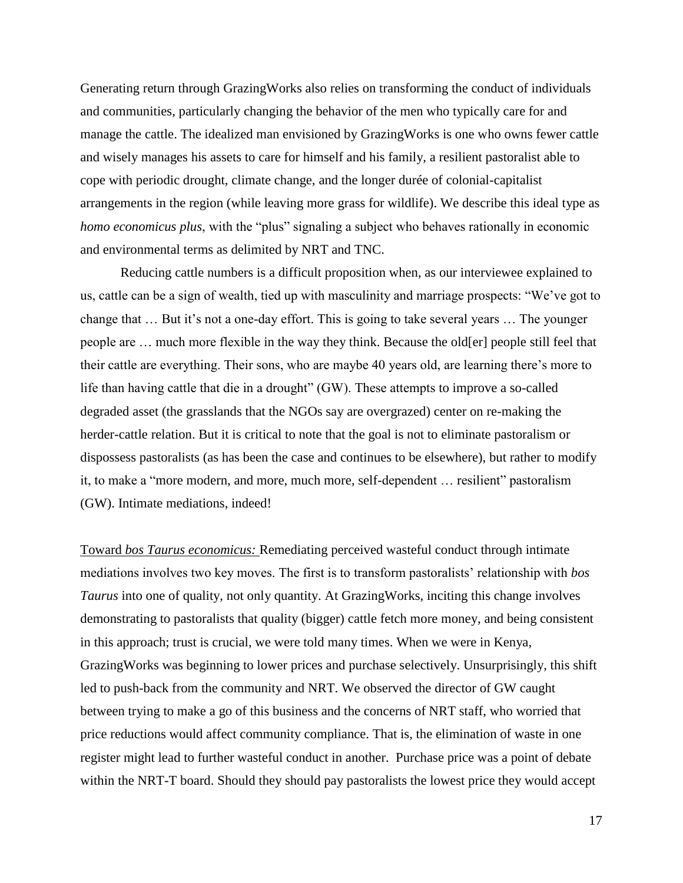Generating return through GrazingWorks also relies on transforming the conduct of individuals and communities, particularly changing the behavior of the men who typically care for and manage the cattle. The idealized man envisioned by GrazingWorks is one who owns fewer cattle and wisely manages his assets to care for himself and his family, a resilient pastoralist able to cope with periodic drought, climate change, and the longer durée of colonial-capitalist arrangements in the region (while leaving more grass for wildlife). We describe this ideal type as *homo economicus plus*, with the "plus" signaling a subject who behaves rationally in economic and environmental terms as delimited by NRT and TNC.

Reducing cattle numbers is a difficult proposition when, as our interviewee explained to us, cattle can be a sign of wealth, tied up with masculinity and marriage prospects: "We've got to change that … But it's not a one-day effort. This is going to take several years … The younger people are … much more flexible in the way they think. Because the old[er] people still feel that their cattle are everything. Their sons, who are maybe 40 years old, are learning there's more to life than having cattle that die in a drought" (GW). These attempts to improve a so-called degraded asset (the grasslands that the NGOs say are overgrazed) center on re-making the herder-cattle relation. But it is critical to note that the goal is not to eliminate pastoralism or dispossess pastoralists (as has been the case and continues to be elsewhere), but rather to modify it, to make a "more modern, and more, much more, self-dependent … resilient" pastoralism (GW). Intimate mediations, indeed!

<u>Toward *bos Taurus economicus:*</u> Remediating perceived wasteful conduct through intimate mediations involves two key moves. The first is to transform pastoralists' relationship with *bos Taurus* into one of quality, not only quantity. At GrazingWorks, inciting this change involves demonstrating to pastoralists that quality (bigger) cattle fetch more money, and being consistent in this approach; trust is crucial, we were told many times. When we were in Kenya, GrazingWorks was beginning to lower prices and purchase selectively. Unsurprisingly, this shift led to push-back from the community and NRT. We observed the director of GW caught between trying to make a go of this business and the concerns of NRT staff, who worried that price reductions would affect community compliance. That is, the elimination of waste in one register might lead to further wasteful conduct in another. Purchase price was a point of debate within the NRT-T board. Should they should pay pastoralists the lowest price they would accept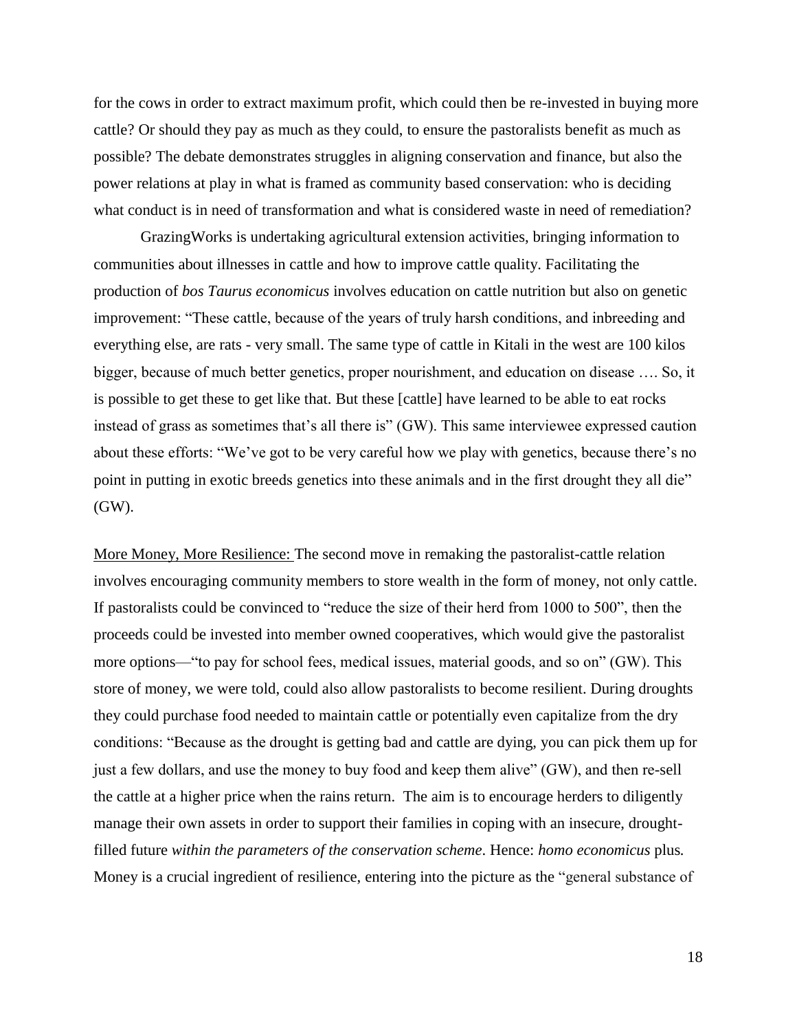for the cows in order to extract maximum profit, which could then be re-invested in buying more cattle? Or should they pay as much as they could, to ensure the pastoralists benefit as much as possible? The debate demonstrates struggles in aligning conservation and finance, but also the power relations at play in what is framed as community based conservation: who is deciding what conduct is in need of transformation and what is considered waste in need of remediation?

GrazingWorks is undertaking agricultural extension activities, bringing information to communities about illnesses in cattle and how to improve cattle quality. Facilitating the production of *bos Taurus economicus* involves education on cattle nutrition but also on genetic improvement: "These cattle, because of the years of truly harsh conditions, and inbreeding and everything else, are rats - very small. The same type of cattle in Kitali in the west are 100 kilos bigger, because of much better genetics, proper nourishment, and education on disease …. So, it is possible to get these to get like that. But these [cattle] have learned to be able to eat rocks instead of grass as sometimes that's all there is" (GW). This same interviewee expressed caution about these efforts: "We've got to be very careful how we play with genetics, because there's no point in putting in exotic breeds genetics into these animals and in the first drought they all die" (GW).

<u>More Money, More Resilience:</u> The second move in remaking the pastoralist-cattle relation involves encouraging community members to store wealth in the form of money, not only cattle. If pastoralists could be convinced to "reduce the size of their herd from 1000 to 500", then the proceeds could be invested into member owned cooperatives, which would give the pastoralist more options—"to pay for school fees, medical issues, material goods, and so on" (GW). This store of money, we were told, could also allow pastoralists to become resilient. During droughts they could purchase food needed to maintain cattle or potentially even capitalize from the dry conditions: "Because as the drought is getting bad and cattle are dying, you can pick them up for just a few dollars, and use the money to buy food and keep them alive" (GW), and then re-sell the cattle at a higher price when the rains return. The aim is to encourage herders to diligently manage their own assets in order to support their families in coping with an insecure, drought-filled future *within the parameters of the conservation scheme*. Hence: *homo economicus* plus*.* Money is a crucial ingredient of resilience, entering into the picture as the "general substance of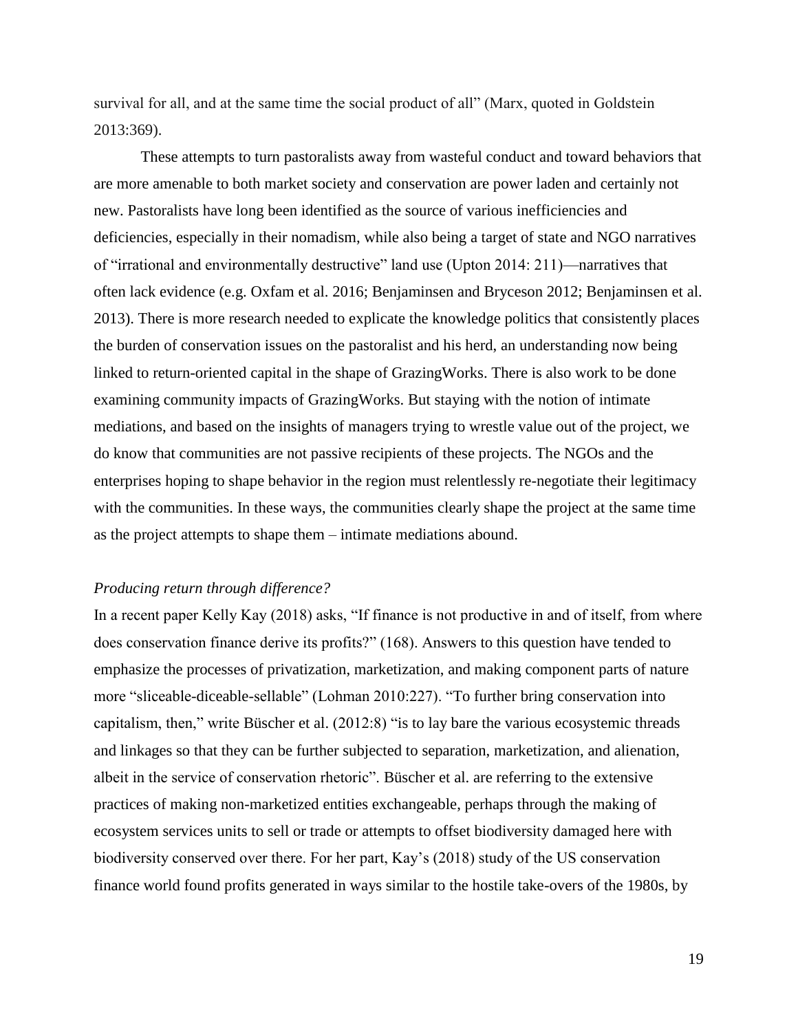survival for all, and at the same time the social product of all" (Marx, quoted in Goldstein 2013:369).

These attempts to turn pastoralists away from wasteful conduct and toward behaviors that are more amenable to both market society and conservation are power laden and certainly not new. Pastoralists have long been identified as the source of various inefficiencies and deficiencies, especially in their nomadism, while also being a target of state and NGO narratives of "irrational and environmentally destructive" land use (Upton 2014: 211)—narratives that often lack evidence (e.g. Oxfam et al. 2016; Benjaminsen and Bryceson 2012; Benjaminsen et al. 2013). There is more research needed to explicate the knowledge politics that consistently places the burden of conservation issues on the pastoralist and his herd, an understanding now being linked to return-oriented capital in the shape of GrazingWorks. There is also work to be done examining community impacts of GrazingWorks. But staying with the notion of intimate mediations, and based on the insights of managers trying to wrestle value out of the project, we do know that communities are not passive recipients of these projects. The NGOs and the enterprises hoping to shape behavior in the region must relentlessly re-negotiate their legitimacy with the communities. In these ways, the communities clearly shape the project at the same time as the project attempts to shape them – intimate mediations abound.

*Producing return through difference?*

In a recent paper Kelly Kay (2018) asks, "If finance is not productive in and of itself, from where does conservation finance derive its profits?" (168). Answers to this question have tended to emphasize the processes of privatization, marketization, and making component parts of nature more "sliceable-diceable-sellable" (Lohman 2010:227). "To further bring conservation into capitalism, then," write Büscher et al. (2012:8) "is to lay bare the various ecosystemic threads and linkages so that they can be further subjected to separation, marketization, and alienation, albeit in the service of conservation rhetoric". Büscher et al. are referring to the extensive practices of making non-marketized entities exchangeable, perhaps through the making of ecosystem services units to sell or trade or attempts to offset biodiversity damaged here with biodiversity conserved over there. For her part, Kay's (2018) study of the US conservation finance world found profits generated in ways similar to the hostile take-overs of the 1980s, by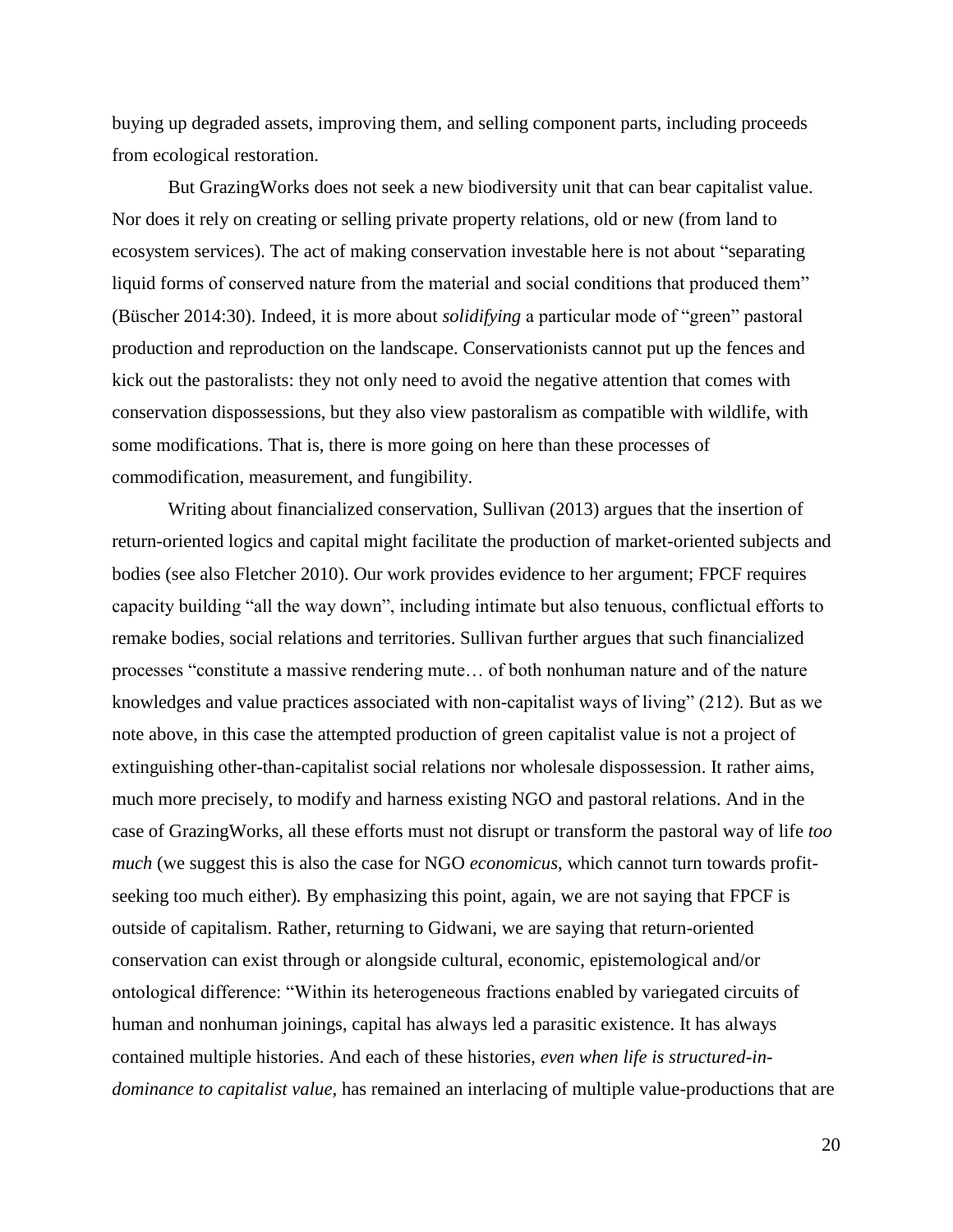buying up degraded assets, improving them, and selling component parts, including proceeds from ecological restoration.

But GrazingWorks does not seek a new biodiversity unit that can bear capitalist value. Nor does it rely on creating or selling private property relations, old or new (from land to ecosystem services). The act of making conservation investable here is not about "separating liquid forms of conserved nature from the material and social conditions that produced them" (Büscher 2014:30). Indeed, it is more about *solidifying* a particular mode of "green" pastoral production and reproduction on the landscape. Conservationists cannot put up the fences and kick out the pastoralists: they not only need to avoid the negative attention that comes with conservation dispossessions, but they also view pastoralism as compatible with wildlife, with some modifications. That is, there is more going on here than these processes of commodification, measurement, and fungibility.

Writing about financialized conservation, Sullivan (2013) argues that the insertion of return-oriented logics and capital might facilitate the production of market-oriented subjects and bodies (see also Fletcher 2010). Our work provides evidence to her argument; FPCF requires capacity building "all the way down", including intimate but also tenuous, conflictual efforts to remake bodies, social relations and territories. Sullivan further argues that such financialized processes "constitute a massive rendering mute… of both nonhuman nature and of the nature knowledges and value practices associated with non-capitalist ways of living" (212). But as we note above, in this case the attempted production of green capitalist value is not a project of extinguishing other-than-capitalist social relations nor wholesale dispossession. It rather aims, much more precisely, to modify and harness existing NGO and pastoral relations. And in the case of GrazingWorks, all these efforts must not disrupt or transform the pastoral way of life *too much* (we suggest this is also the case for NGO *economicus*, which cannot turn towards profit-seeking too much either). By emphasizing this point, again, we are not saying that FPCF is outside of capitalism. Rather, returning to Gidwani, we are saying that return-oriented conservation can exist through or alongside cultural, economic, epistemological and/or ontological difference: "Within its heterogeneous fractions enabled by variegated circuits of human and nonhuman joinings, capital has always led a parasitic existence. It has always contained multiple histories. And each of these histories, *even when life is structured-in-dominance to capitalist value*, has remained an interlacing of multiple value-productions that are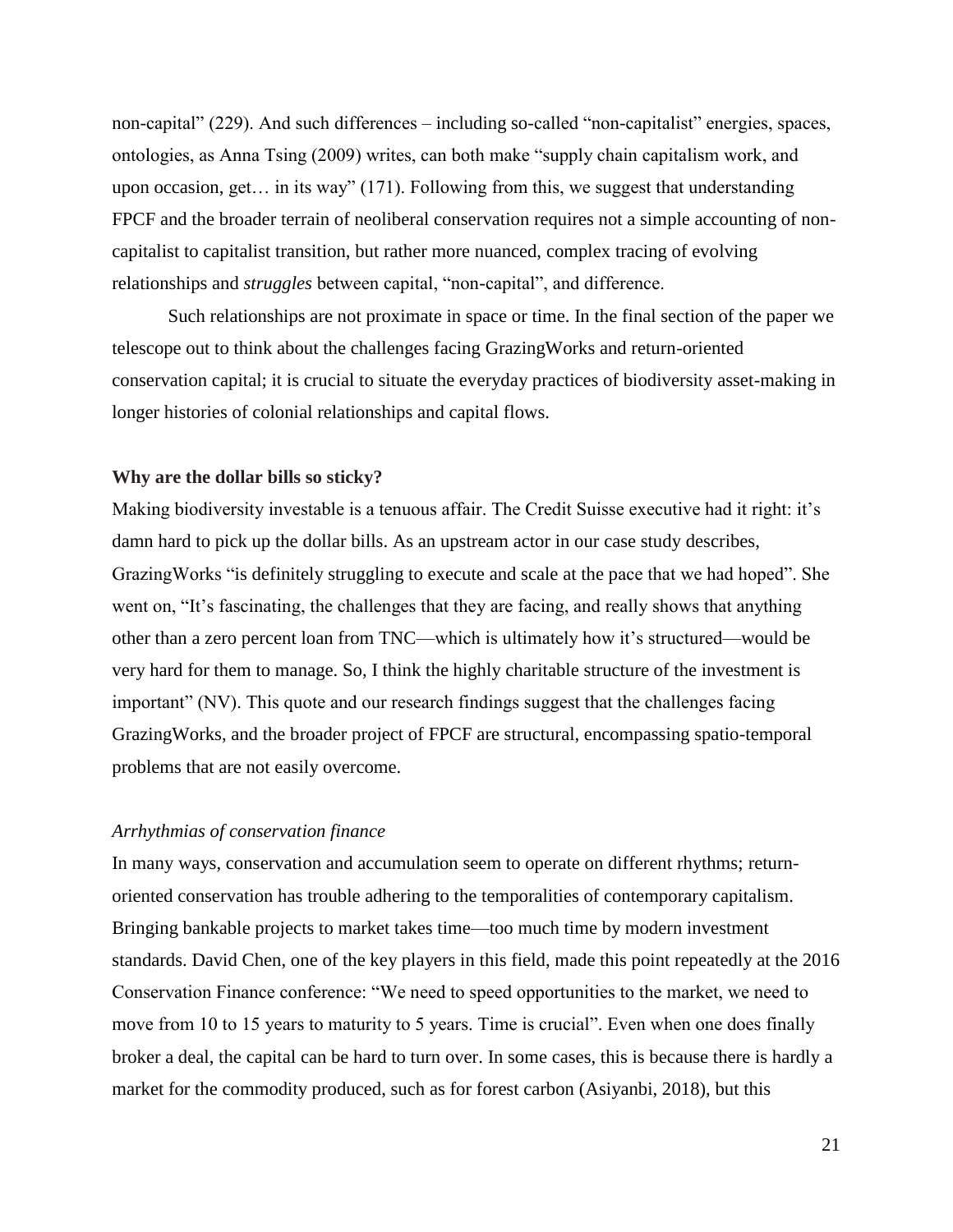non-capital" (229). And such differences – including so-called "non-capitalist" energies, spaces, ontologies, as Anna Tsing (2009) writes, can both make "supply chain capitalism work, and upon occasion, get… in its way" (171). Following from this, we suggest that understanding FPCF and the broader terrain of neoliberal conservation requires not a simple accounting of non-capitalist to capitalist transition, but rather more nuanced, complex tracing of evolving relationships and *struggles* between capital, "non-capital", and difference.

Such relationships are not proximate in space or time. In the final section of the paper we telescope out to think about the challenges facing GrazingWorks and return-oriented conservation capital; it is crucial to situate the everyday practices of biodiversity asset-making in longer histories of colonial relationships and capital flows.

**Why are the dollar bills so sticky?**

Making biodiversity investable is a tenuous affair. The Credit Suisse executive had it right: it's damn hard to pick up the dollar bills. As an upstream actor in our case study describes, GrazingWorks "is definitely struggling to execute and scale at the pace that we had hoped". She went on, "It's fascinating, the challenges that they are facing, and really shows that anything other than a zero percent loan from TNC—which is ultimately how it's structured—would be very hard for them to manage. So, I think the highly charitable structure of the investment is important" (NV). This quote and our research findings suggest that the challenges facing GrazingWorks, and the broader project of FPCF are structural, encompassing spatio-temporal problems that are not easily overcome.

*Arrhythmias of conservation finance*

In many ways, conservation and accumulation seem to operate on different rhythms; return-oriented conservation has trouble adhering to the temporalities of contemporary capitalism. Bringing bankable projects to market takes time—too much time by modern investment standards. David Chen, one of the key players in this field, made this point repeatedly at the 2016 Conservation Finance conference: "We need to speed opportunities to the market, we need to move from 10 to 15 years to maturity to 5 years. Time is crucial". Even when one does finally broker a deal, the capital can be hard to turn over. In some cases, this is because there is hardly a market for the commodity produced, such as for forest carbon (Asiyanbi, 2018), but this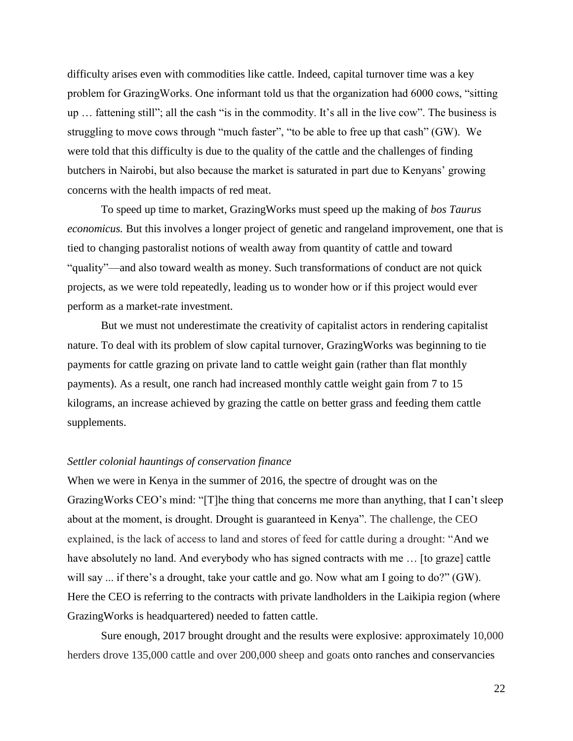difficulty arises even with commodities like cattle. Indeed, capital turnover time was a key problem for GrazingWorks. One informant told us that the organization had 6000 cows, "sitting up … fattening still"; all the cash "is in the commodity. It's all in the live cow". The business is struggling to move cows through "much faster", "to be able to free up that cash" (GW). We were told that this difficulty is due to the quality of the cattle and the challenges of finding butchers in Nairobi, but also because the market is saturated in part due to Kenyans' growing concerns with the health impacts of red meat.

To speed up time to market, GrazingWorks must speed up the making of *bos Taurus economicus.* But this involves a longer project of genetic and rangeland improvement, one that is tied to changing pastoralist notions of wealth away from quantity of cattle and toward "quality"—and also toward wealth as money. Such transformations of conduct are not quick projects, as we were told repeatedly, leading us to wonder how or if this project would ever perform as a market-rate investment.

But we must not underestimate the creativity of capitalist actors in rendering capitalist nature. To deal with its problem of slow capital turnover, GrazingWorks was beginning to tie payments for cattle grazing on private land to cattle weight gain (rather than flat monthly payments). As a result, one ranch had increased monthly cattle weight gain from 7 to 15 kilograms, an increase achieved by grazing the cattle on better grass and feeding them cattle supplements.

*Settler colonial hauntings of conservation finance*

When we were in Kenya in the summer of 2016, the spectre of drought was on the GrazingWorks CEO's mind: "[T]he thing that concerns me more than anything, that I can't sleep about at the moment, is drought. Drought is guaranteed in Kenya". The challenge, the CEO explained, is the lack of access to land and stores of feed for cattle during a drought: "And we have absolutely no land. And everybody who has signed contracts with me … [to graze] cattle will say ... if there's a drought, take your cattle and go. Now what am I going to do?" (GW). Here the CEO is referring to the contracts with private landholders in the Laikipia region (where GrazingWorks is headquartered) needed to fatten cattle.

Sure enough, 2017 brought drought and the results were explosive: approximately 10,000 herders drove 135,000 cattle and over 200,000 sheep and goats onto ranches and conservancies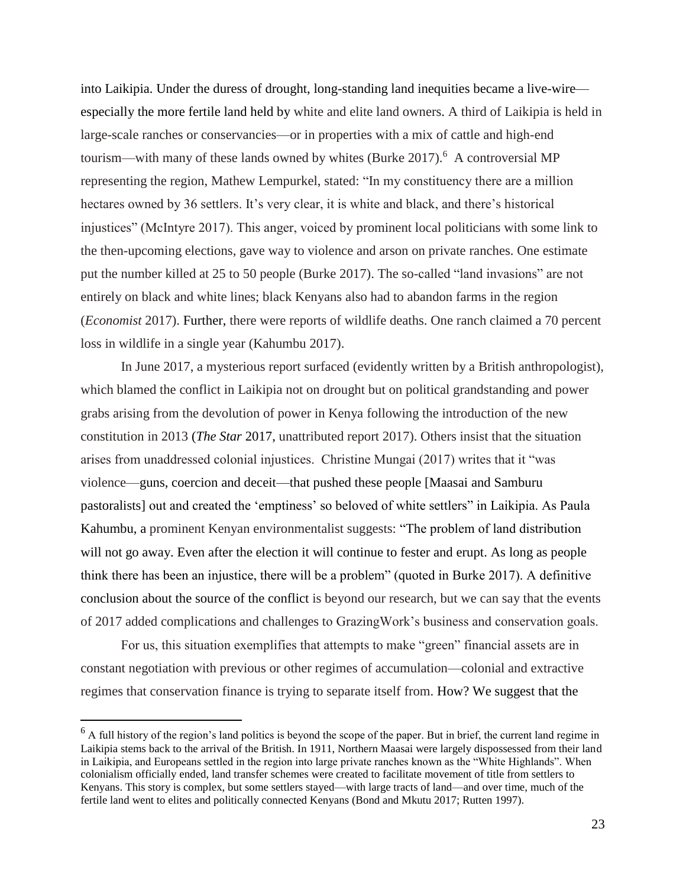into Laikipia. Under the duress of drought, long-standing land inequities became a live-wire—especially the more fertile land held by white and elite land owners. A third of Laikipia is held in large-scale ranches or conservancies—or in properties with a mix of cattle and high-end tourism—with many of these lands owned by whites (Burke 2017).[6] A controversial MP representing the region, Mathew Lempurkel, stated: "In my constituency there are a million hectares owned by 36 settlers. It's very clear, it is white and black, and there's historical injustices" (McIntyre 2017). This anger, voiced by prominent local politicians with some link to the then-upcoming elections, gave way to violence and arson on private ranches. One estimate put the number killed at 25 to 50 people (Burke 2017). The so-called "land invasions" are not entirely on black and white lines; black Kenyans also had to abandon farms in the region (*Economist* 2017). Further, there were reports of wildlife deaths. One ranch claimed a 70 percent loss in wildlife in a single year (Kahumbu 2017).

In June 2017, a mysterious report surfaced (evidently written by a British anthropologist), which blamed the conflict in Laikipia not on drought but on political grandstanding and power grabs arising from the devolution of power in Kenya following the introduction of the new constitution in 2013 (*The Star* 2017, unattributed report 2017). Others insist that the situation arises from unaddressed colonial injustices. Christine Mungai (2017) writes that it "was violence—guns, coercion and deceit—that pushed these people [Maasai and Samburu pastoralists] out and created the 'emptiness' so beloved of white settlers" in Laikipia. As Paula Kahumbu, a prominent Kenyan environmentalist suggests: "The problem of land distribution will not go away. Even after the election it will continue to fester and erupt. As long as people think there has been an injustice, there will be a problem" (quoted in Burke 2017). A definitive conclusion about the source of the conflict is beyond our research, but we can say that the events of 2017 added complications and challenges to GrazingWork's business and conservation goals.

For us, this situation exemplifies that attempts to make "green" financial assets are in constant negotiation with previous or other regimes of accumulation—colonial and extractive regimes that conservation finance is trying to separate itself from. How? We suggest that the

---

[6] A full history of the region's land politics is beyond the scope of the paper. But in brief, the current land regime in Laikipia stems back to the arrival of the British. In 1911, Northern Maasai were largely dispossessed from their land in Laikipia, and Europeans settled in the region into large private ranches known as the "White Highlands". When colonialism officially ended, land transfer schemes were created to facilitate movement of title from settlers to Kenyans. This story is complex, but some settlers stayed—with large tracts of land—and over time, much of the fertile land went to elites and politically connected Kenyans (Bond and Mkutu 2017; Rutten 1997).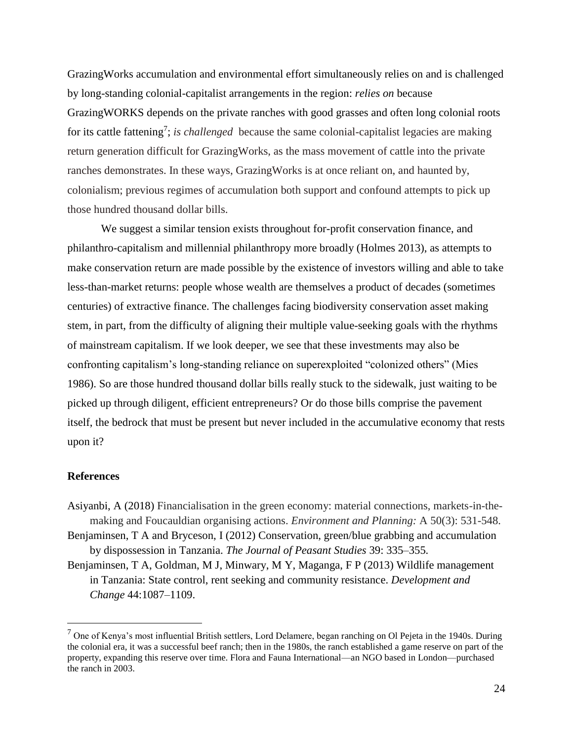GrazingWorks accumulation and environmental effort simultaneously relies on and is challenged by long-standing colonial-capitalist arrangements in the region: *relies on* because GrazingWORKS depends on the private ranches with good grasses and often long colonial roots for its cattle fattening[7]; *is challenged* because the same colonial-capitalist legacies are making return generation difficult for GrazingWorks, as the mass movement of cattle into the private ranches demonstrates. In these ways, GrazingWorks is at once reliant on, and haunted by, colonialism; previous regimes of accumulation both support and confound attempts to pick up those hundred thousand dollar bills.

We suggest a similar tension exists throughout for-profit conservation finance, and philanthro-capitalism and millennial philanthropy more broadly (Holmes 2013), as attempts to make conservation return are made possible by the existence of investors willing and able to take less-than-market returns: people whose wealth are themselves a product of decades (sometimes centuries) of extractive finance. The challenges facing biodiversity conservation asset making stem, in part, from the difficulty of aligning their multiple value-seeking goals with the rhythms of mainstream capitalism. If we look deeper, we see that these investments may also be confronting capitalism's long-standing reliance on superexploited "colonized others" (Mies 1986). So are those hundred thousand dollar bills really stuck to the sidewalk, just waiting to be picked up through diligent, efficient entrepreneurs? Or do those bills comprise the pavement itself, the bedrock that must be present but never included in the accumulative economy that rests upon it?

## References

Asiyanbi, A (2018) Financialisation in the green economy: material connections, markets-in-the-making and Foucauldian organising actions. *Environment and Planning:* A 50(3): 531-548.

Benjaminsen, T A and Bryceson, I (2012) Conservation, green/blue grabbing and accumulation by dispossession in Tanzania. *The Journal of Peasant Studies* 39: 335–355.

Benjaminsen, T A, Goldman, M J, Minwary, M Y, Maganga, F P (2013) Wildlife management in Tanzania: State control, rent seeking and community resistance. *Development and Change* 44:1087–1109.

[7] One of Kenya's most influential British settlers, Lord Delamere, began ranching on Ol Pejeta in the 1940s. During the colonial era, it was a successful beef ranch; then in the 1980s, the ranch established a game reserve on part of the property, expanding this reserve over time. Flora and Fauna International—an NGO based in London—purchased the ranch in 2003.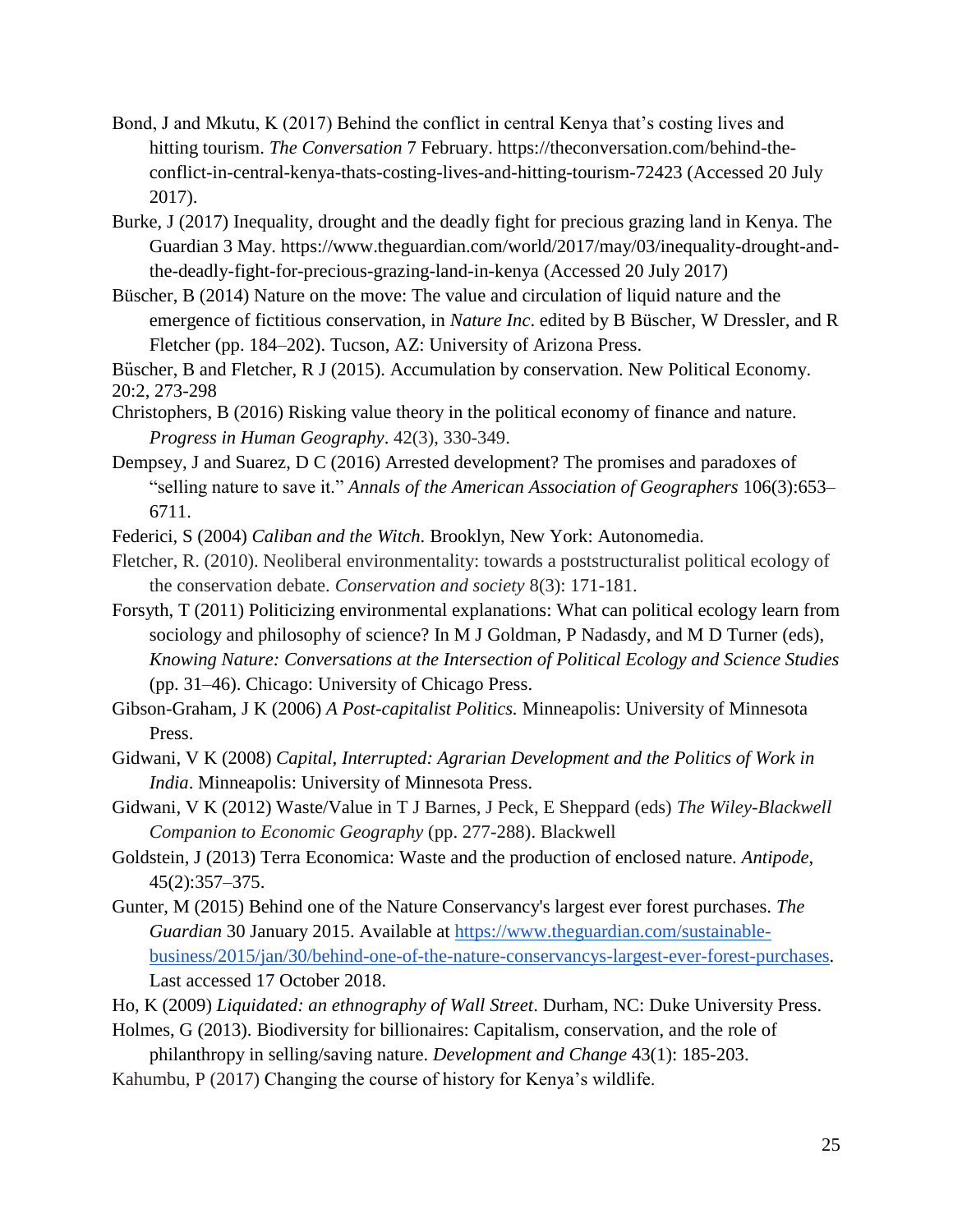Bond, J and Mkutu, K (2017) Behind the conflict in central Kenya that's costing lives and hitting tourism. *The Conversation* 7 February. https://theconversation.com/behind-the-conflict-in-central-kenya-thats-costing-lives-and-hitting-tourism-72423 (Accessed 20 July 2017).

Burke, J (2017) Inequality, drought and the deadly fight for precious grazing land in Kenya. The Guardian 3 May. https://www.theguardian.com/world/2017/may/03/inequality-drought-and-the-deadly-fight-for-precious-grazing-land-in-kenya (Accessed 20 July 2017)

Büscher, B (2014) Nature on the move: The value and circulation of liquid nature and the emergence of fictitious conservation, in *Nature Inc*. edited by B Büscher, W Dressler, and R Fletcher (pp. 184–202). Tucson, AZ: University of Arizona Press.

Büscher, B and Fletcher, R J (2015). Accumulation by conservation. New Political Economy. 20:2, 273-298

Christophers, B (2016) Risking value theory in the political economy of finance and nature. *Progress in Human Geography*. 42(3), 330-349.

Dempsey, J and Suarez, D C (2016) Arrested development? The promises and paradoxes of "selling nature to save it." *Annals of the American Association of Geographers* 106(3):653–6711.

Federici, S (2004) *Caliban and the Witch*. Brooklyn, New York: Autonomedia.

Fletcher, R. (2010). Neoliberal environmentality: towards a poststructuralist political ecology of the conservation debate. *Conservation and society* 8(3): 171-181.

Forsyth, T (2011) Politicizing environmental explanations: What can political ecology learn from sociology and philosophy of science? In M J Goldman, P Nadasdy, and M D Turner (eds), *Knowing Nature: Conversations at the Intersection of Political Ecology and Science Studies* (pp. 31–46). Chicago: University of Chicago Press.

Gibson-Graham, J K (2006) *A Post-capitalist Politics.* Minneapolis: University of Minnesota Press.

Gidwani, V K (2008) *Capital, Interrupted: Agrarian Development and the Politics of Work in India*. Minneapolis: University of Minnesota Press.

Gidwani, V K (2012) Waste/Value in T J Barnes, J Peck, E Sheppard (eds) *The Wiley-Blackwell Companion to Economic Geography* (pp. 277-288). Blackwell

Goldstein, J (2013) Terra Economica: Waste and the production of enclosed nature. *Antipode*, 45(2):357–375.

Gunter, M (2015) Behind one of the Nature Conservancy's largest ever forest purchases. *The Guardian* 30 January 2015. Available at https://www.theguardian.com/sustainable-business/2015/jan/30/behind-one-of-the-nature-conservancys-largest-ever-forest-purchases. Last accessed 17 October 2018.

Ho, K (2009) *Liquidated: an ethnography of Wall Street*. Durham, NC: Duke University Press.

Holmes, G (2013). Biodiversity for billionaires: Capitalism, conservation, and the role of philanthropy in selling/saving nature. *Development and Change* 43(1): 185-203.

Kahumbu, P (2017) Changing the course of history for Kenya's wildlife.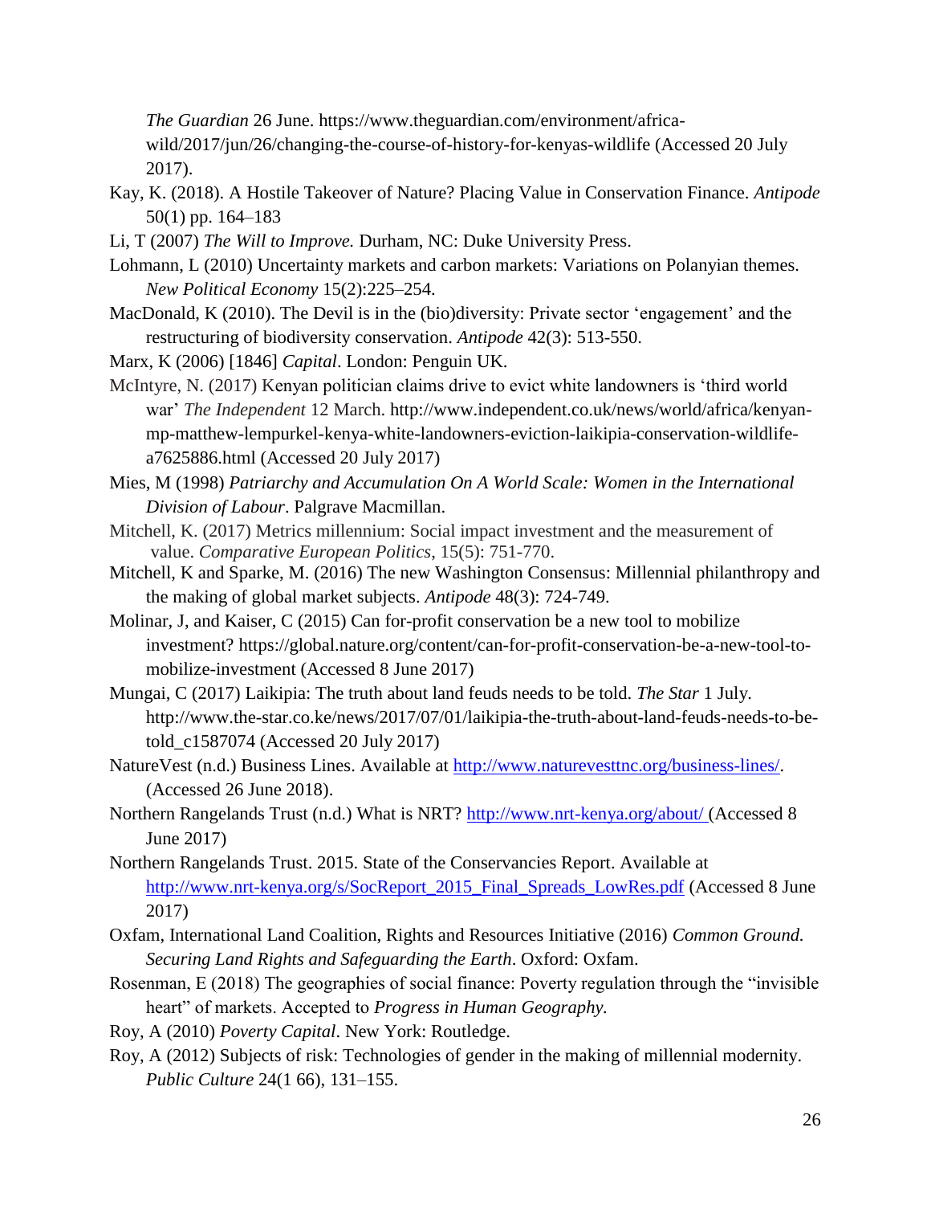*The Guardian* 26 June. https://www.theguardian.com/environment/africa-wild/2017/jun/26/changing-the-course-of-history-for-kenyas-wildlife (Accessed 20 July 2017).

Kay, K. (2018). A Hostile Takeover of Nature? Placing Value in Conservation Finance. *Antipode* 50(1) pp. 164–183

Li, T (2007) *The Will to Improve.* Durham, NC: Duke University Press.

Lohmann, L (2010) Uncertainty markets and carbon markets: Variations on Polanyian themes. *New Political Economy* 15(2):225–254.

MacDonald, K (2010). The Devil is in the (bio)diversity: Private sector 'engagement' and the restructuring of biodiversity conservation. *Antipode* 42(3): 513-550.

Marx, K (2006) [1846] *Capital*. London: Penguin UK.

McIntyre, N. (2017) Kenyan politician claims drive to evict white landowners is 'third world war' *The Independent* 12 March. http://www.independent.co.uk/news/world/africa/kenyan-mp-matthew-lempurkel-kenya-white-landowners-eviction-laikipia-conservation-wildlife-a7625886.html (Accessed 20 July 2017)

Mies, M (1998) *Patriarchy and Accumulation On A World Scale: Women in the International Division of Labour*. Palgrave Macmillan.

Mitchell, K. (2017) Metrics millennium: Social impact investment and the measurement of value. *Comparative European Politics*, 15(5): 751-770.

Mitchell, K and Sparke, M. (2016) The new Washington Consensus: Millennial philanthropy and the making of global market subjects. *Antipode* 48(3): 724-749.

Molinar, J, and Kaiser, C (2015) Can for-profit conservation be a new tool to mobilize investment? https://global.nature.org/content/can-for-profit-conservation-be-a-new-tool-to-mobilize-investment (Accessed 8 June 2017)

Mungai, C (2017) Laikipia: The truth about land feuds needs to be told. *The Star* 1 July. http://www.the-star.co.ke/news/2017/07/01/laikipia-the-truth-about-land-feuds-needs-to-be-told_c1587074 (Accessed 20 July 2017)

NatureVest (n.d.) Business Lines. Available at http://www.naturevesttnc.org/business-lines/. (Accessed 26 June 2018).

Northern Rangelands Trust (n.d.) What is NRT? http://www.nrt-kenya.org/about/ (Accessed 8 June 2017)

Northern Rangelands Trust. 2015. State of the Conservancies Report. Available at http://www.nrt-kenya.org/s/SocReport_2015_Final_Spreads_LowRes.pdf (Accessed 8 June 2017)

Oxfam, International Land Coalition, Rights and Resources Initiative (2016) *Common Ground. Securing Land Rights and Safeguarding the Earth*. Oxford: Oxfam.

Rosenman, E (2018) The geographies of social finance: Poverty regulation through the "invisible heart" of markets. Accepted to *Progress in Human Geography.*

Roy, A (2010) *Poverty Capital*. New York: Routledge.

Roy, A (2012) Subjects of risk: Technologies of gender in the making of millennial modernity. *Public Culture* 24(1 66), 131–155.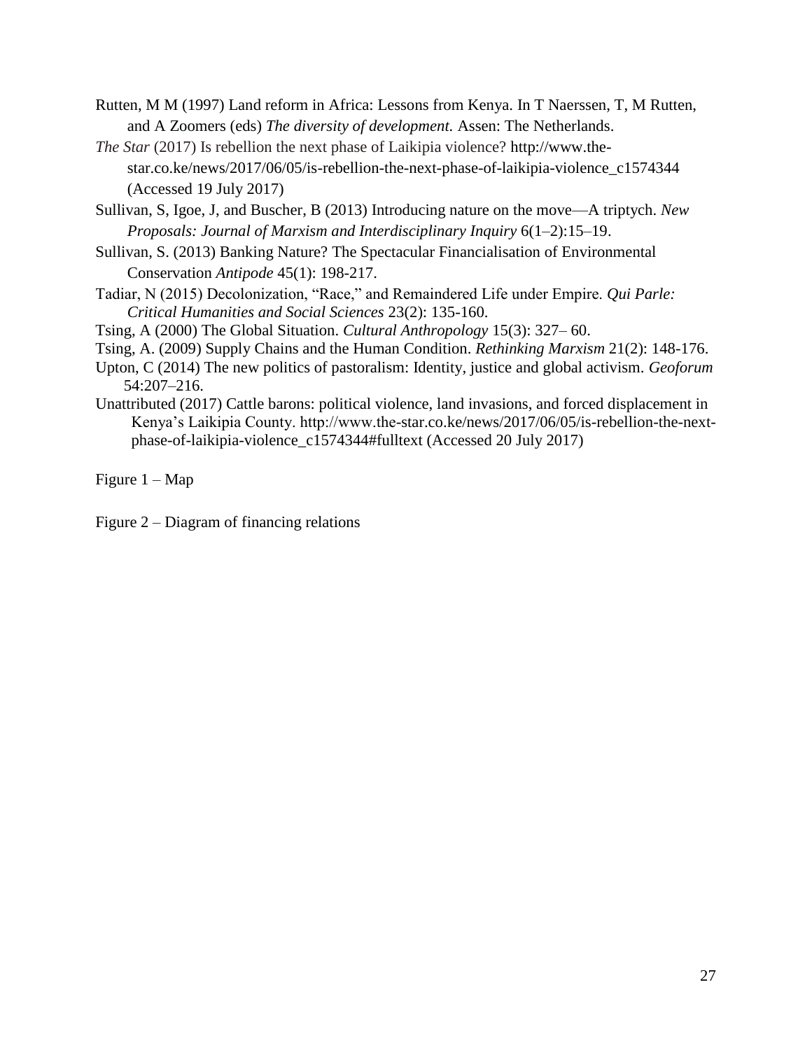Rutten, M M (1997) Land reform in Africa: Lessons from Kenya. In T Naerssen, T, M Rutten, and A Zoomers (eds) *The diversity of development.* Assen: The Netherlands.

*The Star* (2017) Is rebellion the next phase of Laikipia violence? http://www.the-star.co.ke/news/2017/06/05/is-rebellion-the-next-phase-of-laikipia-violence_c1574344 (Accessed 19 July 2017)

Sullivan, S, Igoe, J, and Buscher, B (2013) Introducing nature on the move—A triptych. *New Proposals: Journal of Marxism and Interdisciplinary Inquiry* 6(1–2):15–19.

Sullivan, S. (2013) Banking Nature? The Spectacular Financialisation of Environmental Conservation *Antipode* 45(1): 198-217.

Tadiar, N (2015) Decolonization, "Race," and Remaindered Life under Empire. *Qui Parle: Critical Humanities and Social Sciences* 23(2): 135-160.

Tsing, A (2000) The Global Situation. *Cultural Anthropology* 15(3): 327– 60.

Tsing, A. (2009) Supply Chains and the Human Condition. *Rethinking Marxism* 21(2): 148-176.

Upton, C (2014) The new politics of pastoralism: Identity, justice and global activism. *Geoforum* 54:207–216.

Unattributed (2017) Cattle barons: political violence, land invasions, and forced displacement in Kenya's Laikipia County. http://www.the-star.co.ke/news/2017/06/05/is-rebellion-the-next-phase-of-laikipia-violence_c1574344#fulltext (Accessed 20 July 2017)

Figure 1 – Map

Figure 2 – Diagram of financing relations